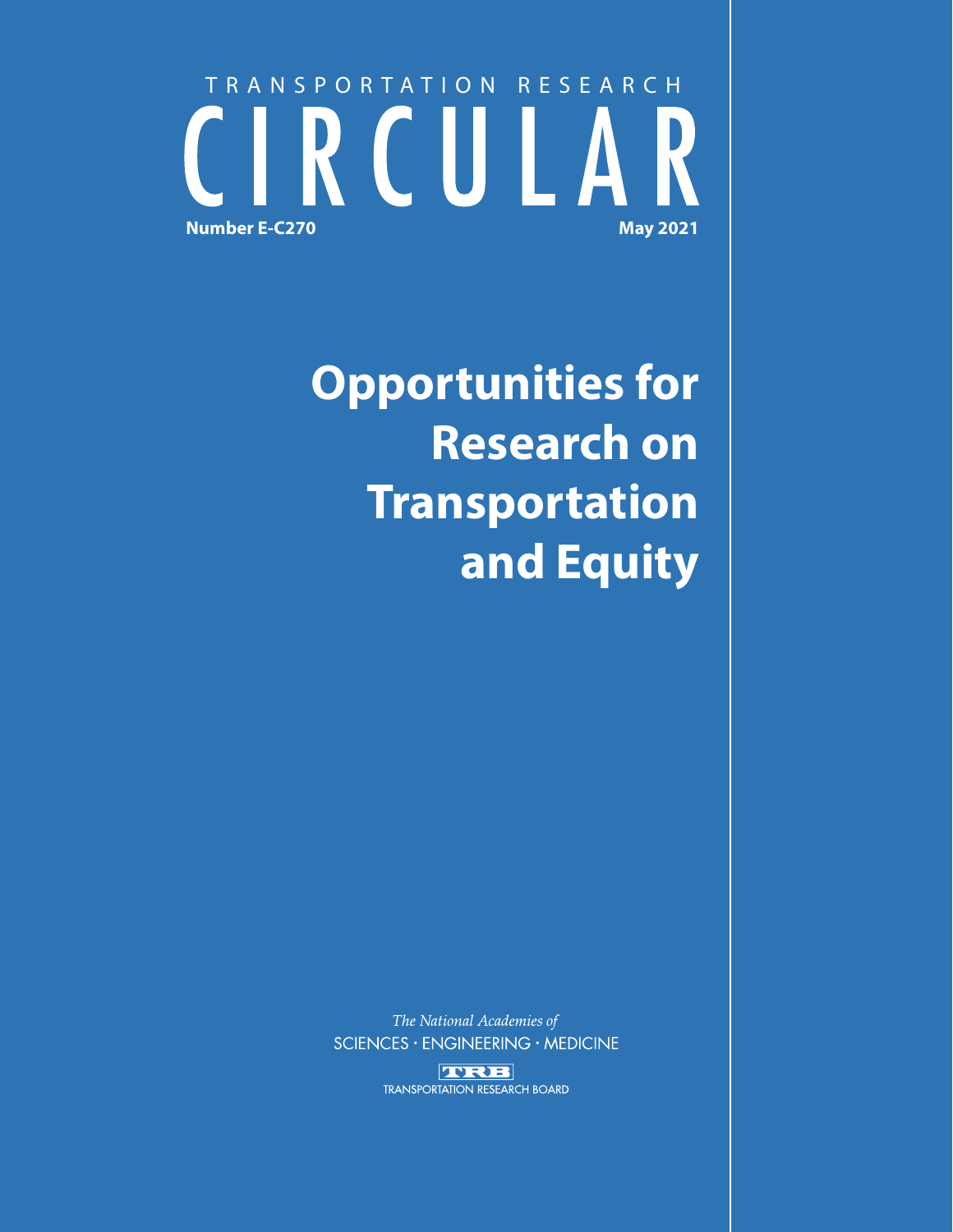TRANSPORTATION RESEARCH

# CIRCULAR

**Number E-C270** **May 2021**

# Opportunities for Research on Transportation and Equity

*The National Academies of*
SCIENCES · ENGINEERING · MEDICINE

TRB
TRANSPORTATION RESEARCH BOARD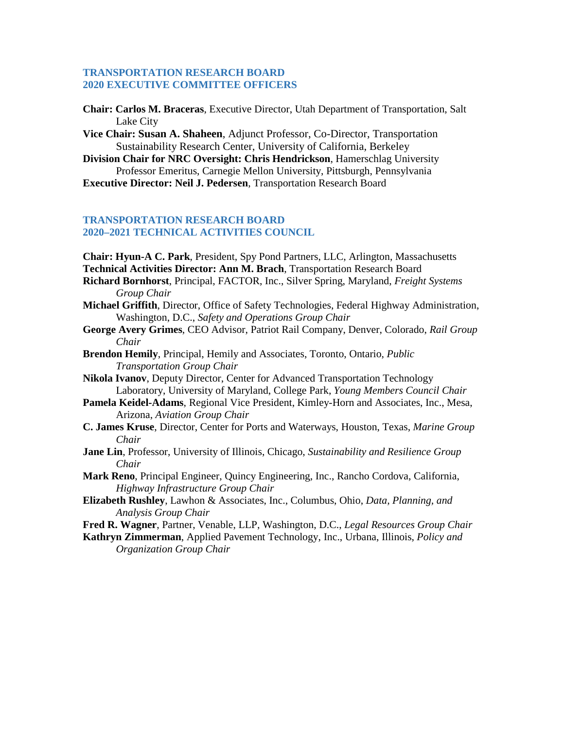## TRANSPORTATION RESEARCH BOARD 2020 EXECUTIVE COMMITTEE OFFICERS

**Chair: Carlos M. Braceras**, Executive Director, Utah Department of Transportation, Salt Lake City

**Vice Chair: Susan A. Shaheen**, Adjunct Professor, Co-Director, Transportation Sustainability Research Center, University of California, Berkeley

**Division Chair for NRC Oversight: Chris Hendrickson**, Hamerschlag University Professor Emeritus, Carnegie Mellon University, Pittsburgh, Pennsylvania

**Executive Director: Neil J. Pedersen**, Transportation Research Board

## TRANSPORTATION RESEARCH BOARD 2020–2021 TECHNICAL ACTIVITIES COUNCIL

**Chair: Hyun-A C. Park**, President, Spy Pond Partners, LLC, Arlington, Massachusetts

**Technical Activities Director: Ann M. Brach**, Transportation Research Board

**Richard Bornhorst**, Principal, FACTOR, Inc., Silver Spring, Maryland, *Freight Systems Group Chair*

**Michael Griffith**, Director, Office of Safety Technologies, Federal Highway Administration, Washington, D.C., *Safety and Operations Group Chair*

**George Avery Grimes**, CEO Advisor, Patriot Rail Company, Denver, Colorado, *Rail Group Chair*

**Brendon Hemily**, Principal, Hemily and Associates, Toronto, Ontario, *Public Transportation Group Chair*

**Nikola Ivanov**, Deputy Director, Center for Advanced Transportation Technology Laboratory, University of Maryland, College Park, *Young Members Council Chair*

**Pamela Keidel-Adams**, Regional Vice President, Kimley-Horn and Associates, Inc., Mesa, Arizona, *Aviation Group Chair*

**C. James Kruse**, Director, Center for Ports and Waterways, Houston, Texas, *Marine Group Chair*

**Jane Lin**, Professor, University of Illinois, Chicago, *Sustainability and Resilience Group Chair*

**Mark Reno**, Principal Engineer, Quincy Engineering, Inc., Rancho Cordova, California, *Highway Infrastructure Group Chair*

**Elizabeth Rushley**, Lawhon & Associates, Inc., Columbus, Ohio, *Data, Planning, and Analysis Group Chair*

**Fred R. Wagner**, Partner, Venable, LLP, Washington, D.C., *Legal Resources Group Chair*

**Kathryn Zimmerman**, Applied Pavement Technology, Inc., Urbana, Illinois, *Policy and Organization Group Chair*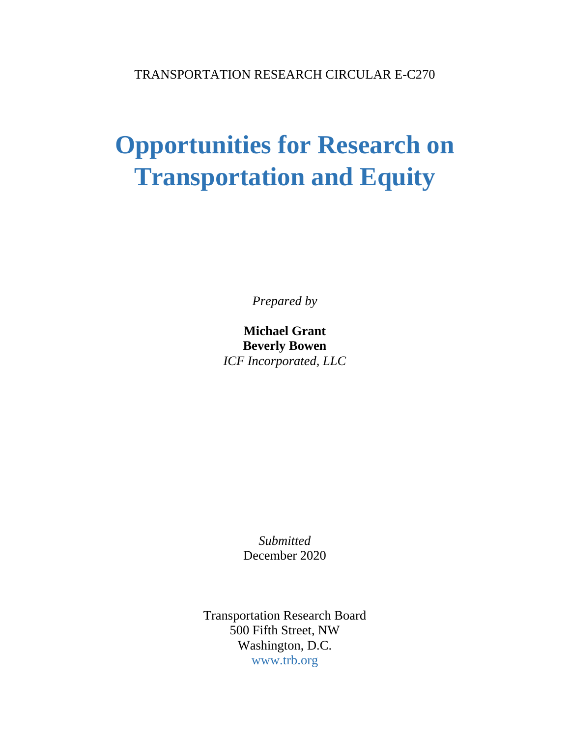TRANSPORTATION RESEARCH CIRCULAR E-C270

# Opportunities for Research on Transportation and Equity

*Prepared by*

**Michael Grant**
**Beverly Bowen**
*ICF Incorporated, LLC*

*Submitted*
December 2020

Transportation Research Board
500 Fifth Street, NW
Washington, D.C.
www.trb.org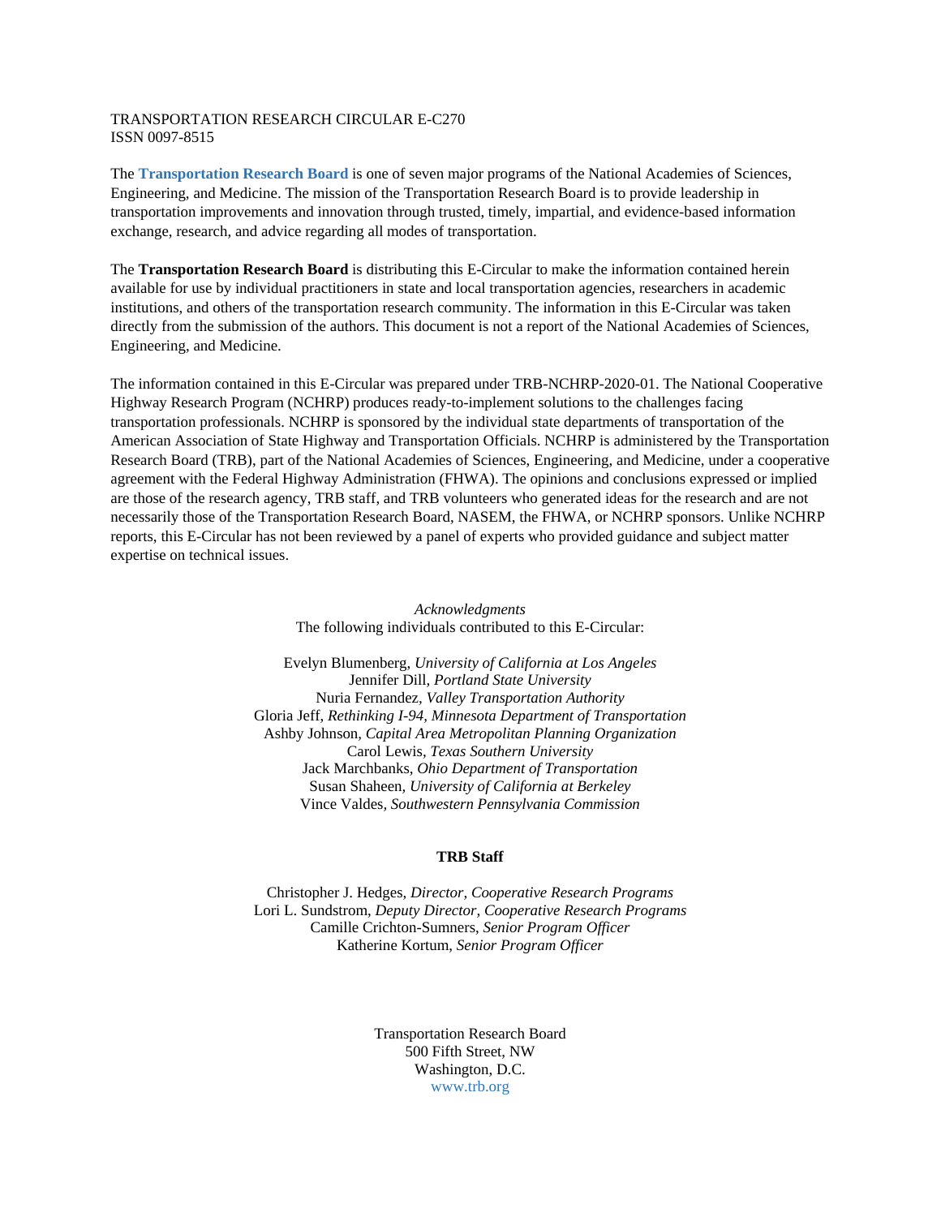TRANSPORTATION RESEARCH CIRCULAR E-C270
ISSN 0097-8515

The **Transportation Research Board** is one of seven major programs of the National Academies of Sciences, Engineering, and Medicine. The mission of the Transportation Research Board is to provide leadership in transportation improvements and innovation through trusted, timely, impartial, and evidence-based information exchange, research, and advice regarding all modes of transportation.

The **Transportation Research Board** is distributing this E-Circular to make the information contained herein available for use by individual practitioners in state and local transportation agencies, researchers in academic institutions, and others of the transportation research community. The information in this E-Circular was taken directly from the submission of the authors. This document is not a report of the National Academies of Sciences, Engineering, and Medicine.

The information contained in this E-Circular was prepared under TRB-NCHRP-2020-01. The National Cooperative Highway Research Program (NCHRP) produces ready-to-implement solutions to the challenges facing transportation professionals. NCHRP is sponsored by the individual state departments of transportation of the American Association of State Highway and Transportation Officials. NCHRP is administered by the Transportation Research Board (TRB), part of the National Academies of Sciences, Engineering, and Medicine, under a cooperative agreement with the Federal Highway Administration (FHWA). The opinions and conclusions expressed or implied are those of the research agency, TRB staff, and TRB volunteers who generated ideas for the research and are not necessarily those of the Transportation Research Board, NASEM, the FHWA, or NCHRP sponsors. Unlike NCHRP reports, this E-Circular has not been reviewed by a panel of experts who provided guidance and subject matter expertise on technical issues.

*Acknowledgments*
The following individuals contributed to this E-Circular:

Evelyn Blumenberg, *University of California at Los Angeles*
Jennifer Dill, *Portland State University*
Nuria Fernandez, *Valley Transportation Authority*
Gloria Jeff, *Rethinking I-94, Minnesota Department of Transportation*
Ashby Johnson, *Capital Area Metropolitan Planning Organization*
Carol Lewis, *Texas Southern University*
Jack Marchbanks, *Ohio Department of Transportation*
Susan Shaheen, *University of California at Berkeley*
Vince Valdes, *Southwestern Pennsylvania Commission*

**TRB Staff**

Christopher J. Hedges, *Director, Cooperative Research Programs*
Lori L. Sundstrom, *Deputy Director, Cooperative Research Programs*
Camille Crichton-Sumners, *Senior Program Officer*
Katherine Kortum, *Senior Program Officer*

Transportation Research Board
500 Fifth Street, NW
Washington, D.C.
www.trb.org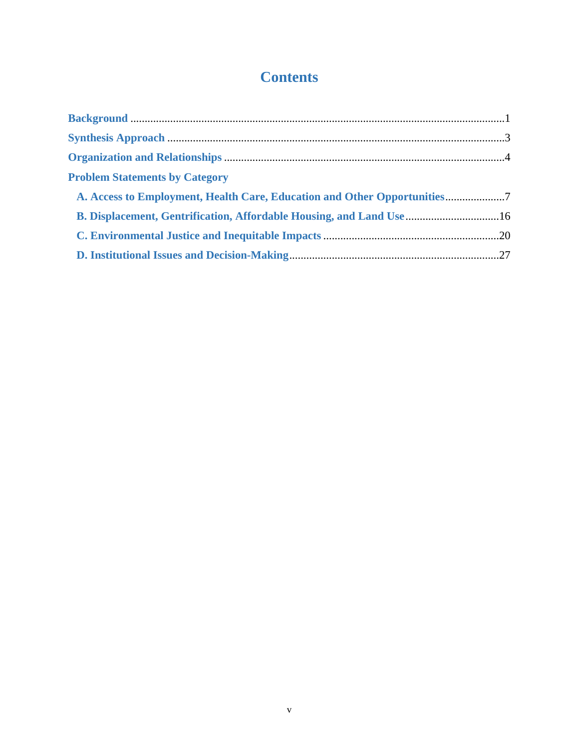# Contents

Background ..... 1

Synthesis Approach ..... 3

Organization and Relationships ..... 4

Problem Statements by Category

- A. Access to Employment, Health Care, Education and Other Opportunities ..... 7
- B. Displacement, Gentrification, Affordable Housing, and Land Use ..... 16
- C. Environmental Justice and Inequitable Impacts ..... 20
- D. Institutional Issues and Decision-Making ..... 27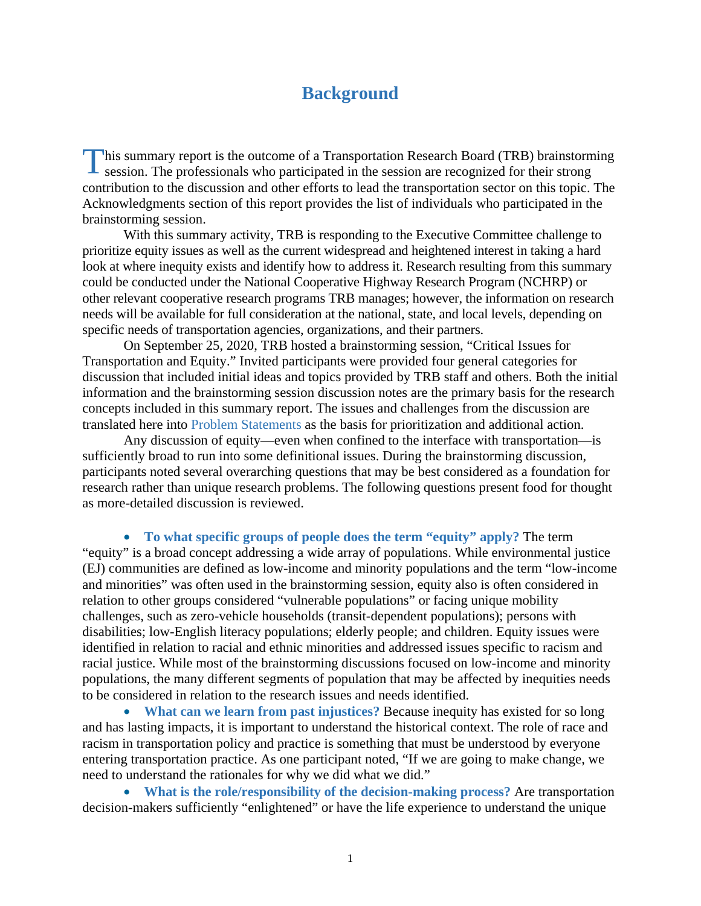# Background

This summary report is the outcome of a Transportation Research Board (TRB) brainstorming session. The professionals who participated in the session are recognized for their strong contribution to the discussion and other efforts to lead the transportation sector on this topic. The Acknowledgments section of this report provides the list of individuals who participated in the brainstorming session.

With this summary activity, TRB is responding to the Executive Committee challenge to prioritize equity issues as well as the current widespread and heightened interest in taking a hard look at where inequity exists and identify how to address it. Research resulting from this summary could be conducted under the National Cooperative Highway Research Program (NCHRP) or other relevant cooperative research programs TRB manages; however, the information on research needs will be available for full consideration at the national, state, and local levels, depending on specific needs of transportation agencies, organizations, and their partners.

On September 25, 2020, TRB hosted a brainstorming session, "Critical Issues for Transportation and Equity." Invited participants were provided four general categories for discussion that included initial ideas and topics provided by TRB staff and others. Both the initial information and the brainstorming session discussion notes are the primary basis for the research concepts included in this summary report. The issues and challenges from the discussion are translated here into Problem Statements as the basis for prioritization and additional action.

Any discussion of equity—even when confined to the interface with transportation—is sufficiently broad to run into some definitional issues. During the brainstorming discussion, participants noted several overarching questions that may be best considered as a foundation for research rather than unique research problems. The following questions present food for thought as more-detailed discussion is reviewed.

- **To what specific groups of people does the term "equity" apply?** The term "equity" is a broad concept addressing a wide array of populations. While environmental justice (EJ) communities are defined as low-income and minority populations and the term "low-income and minorities" was often used in the brainstorming session, equity also is often considered in relation to other groups considered "vulnerable populations" or facing unique mobility challenges, such as zero-vehicle households (transit-dependent populations); persons with disabilities; low-English literacy populations; elderly people; and children. Equity issues were identified in relation to racial and ethnic minorities and addressed issues specific to racism and racial justice. While most of the brainstorming discussions focused on low-income and minority populations, the many different segments of population that may be affected by inequities needs to be considered in relation to the research issues and needs identified.
- **What can we learn from past injustices?** Because inequity has existed for so long and has lasting impacts, it is important to understand the historical context. The role of race and racism in transportation policy and practice is something that must be understood by everyone entering transportation practice. As one participant noted, "If we are going to make change, we need to understand the rationales for why we did what we did."
- **What is the role/responsibility of the decision-making process?** Are transportation decision-makers sufficiently "enlightened" or have the life experience to understand the unique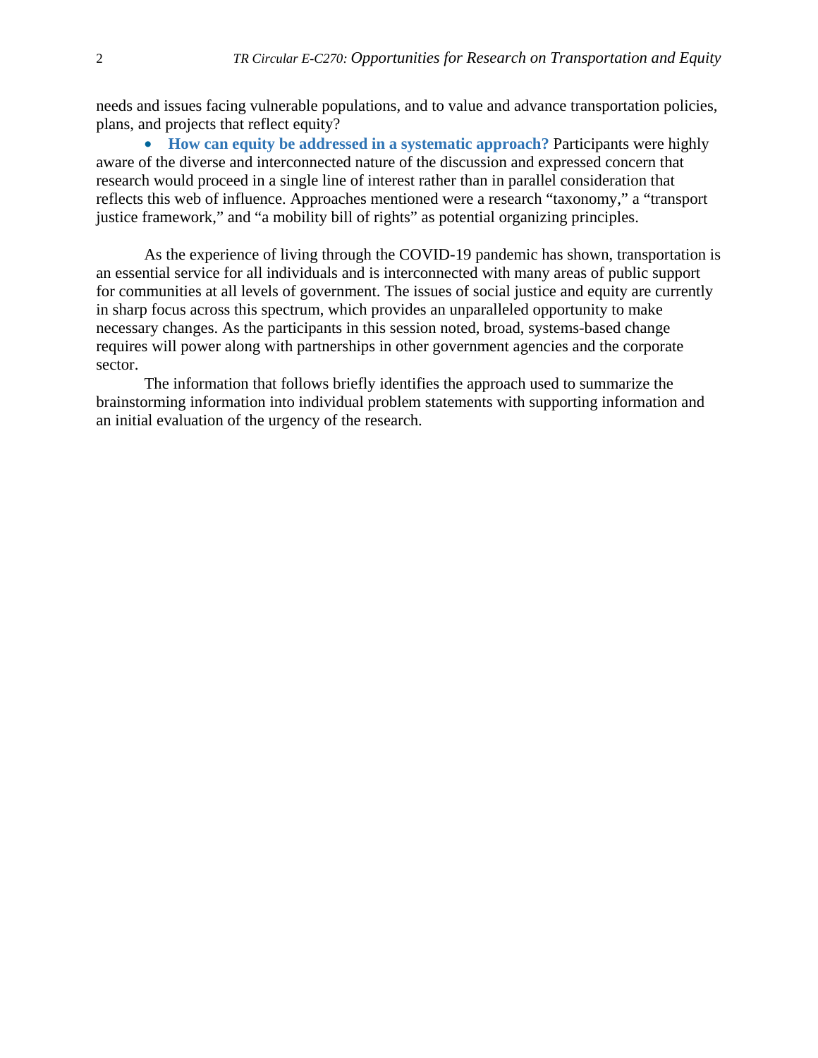needs and issues facing vulnerable populations, and to value and advance transportation policies, plans, and projects that reflect equity?

- **How can equity be addressed in a systematic approach?** Participants were highly aware of the diverse and interconnected nature of the discussion and expressed concern that research would proceed in a single line of interest rather than in parallel consideration that reflects this web of influence. Approaches mentioned were a research "taxonomy," a "transport justice framework," and "a mobility bill of rights" as potential organizing principles.

As the experience of living through the COVID-19 pandemic has shown, transportation is an essential service for all individuals and is interconnected with many areas of public support for communities at all levels of government. The issues of social justice and equity are currently in sharp focus across this spectrum, which provides an unparalleled opportunity to make necessary changes. As the participants in this session noted, broad, systems-based change requires will power along with partnerships in other government agencies and the corporate sector.

The information that follows briefly identifies the approach used to summarize the brainstorming information into individual problem statements with supporting information and an initial evaluation of the urgency of the research.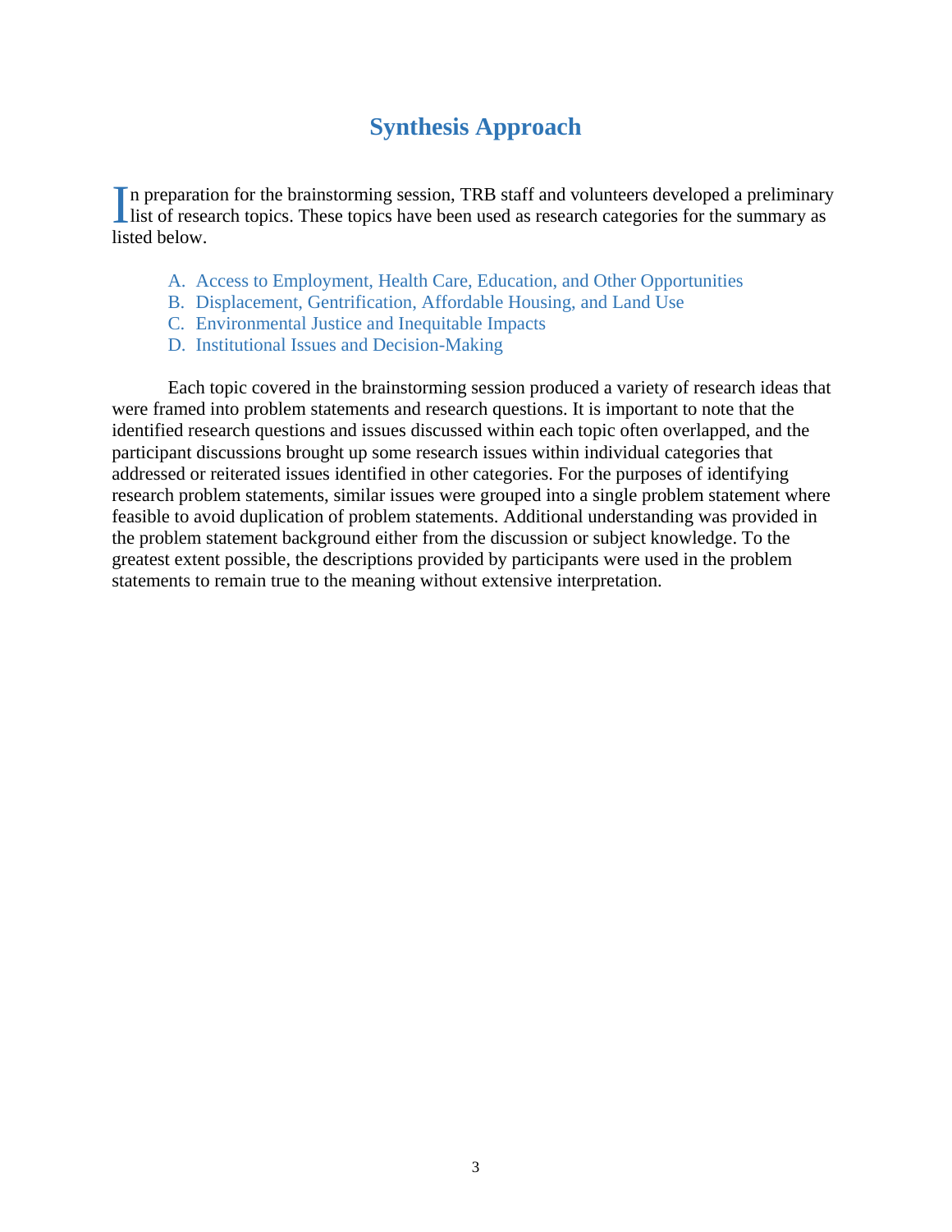# Synthesis Approach

In preparation for the brainstorming session, TRB staff and volunteers developed a preliminary list of research topics. These topics have been used as research categories for the summary as listed below.

A. Access to Employment, Health Care, Education, and Other Opportunities
B. Displacement, Gentrification, Affordable Housing, and Land Use
C. Environmental Justice and Inequitable Impacts
D. Institutional Issues and Decision-Making

Each topic covered in the brainstorming session produced a variety of research ideas that were framed into problem statements and research questions. It is important to note that the identified research questions and issues discussed within each topic often overlapped, and the participant discussions brought up some research issues within individual categories that addressed or reiterated issues identified in other categories. For the purposes of identifying research problem statements, similar issues were grouped into a single problem statement where feasible to avoid duplication of problem statements. Additional understanding was provided in the problem statement background either from the discussion or subject knowledge. To the greatest extent possible, the descriptions provided by participants were used in the problem statements to remain true to the meaning without extensive interpretation.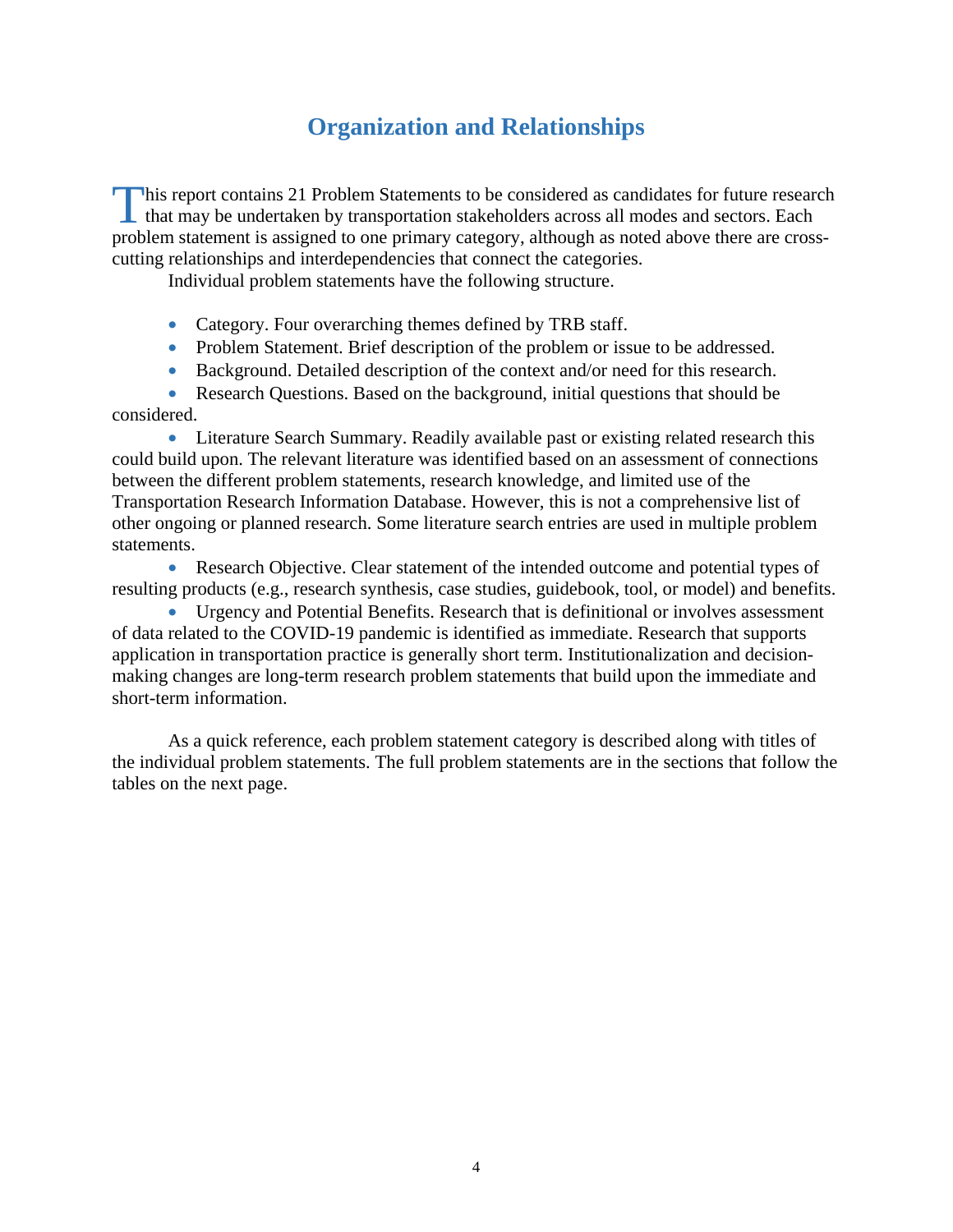## Organization and Relationships

This report contains 21 Problem Statements to be considered as candidates for future research that may be undertaken by transportation stakeholders across all modes and sectors. Each problem statement is assigned to one primary category, although as noted above there are cross-cutting relationships and interdependencies that connect the categories.

Individual problem statements have the following structure.

- Category. Four overarching themes defined by TRB staff.
- Problem Statement. Brief description of the problem or issue to be addressed.
- Background. Detailed description of the context and/or need for this research.
- Research Questions. Based on the background, initial questions that should be considered.
- Literature Search Summary. Readily available past or existing related research this could build upon. The relevant literature was identified based on an assessment of connections between the different problem statements, research knowledge, and limited use of the Transportation Research Information Database. However, this is not a comprehensive list of other ongoing or planned research. Some literature search entries are used in multiple problem statements.
- Research Objective. Clear statement of the intended outcome and potential types of resulting products (e.g., research synthesis, case studies, guidebook, tool, or model) and benefits.
- Urgency and Potential Benefits. Research that is definitional or involves assessment of data related to the COVID-19 pandemic is identified as immediate. Research that supports application in transportation practice is generally short term. Institutionalization and decision-making changes are long-term research problem statements that build upon the immediate and short-term information.

As a quick reference, each problem statement category is described along with titles of the individual problem statements. The full problem statements are in the sections that follow the tables on the next page.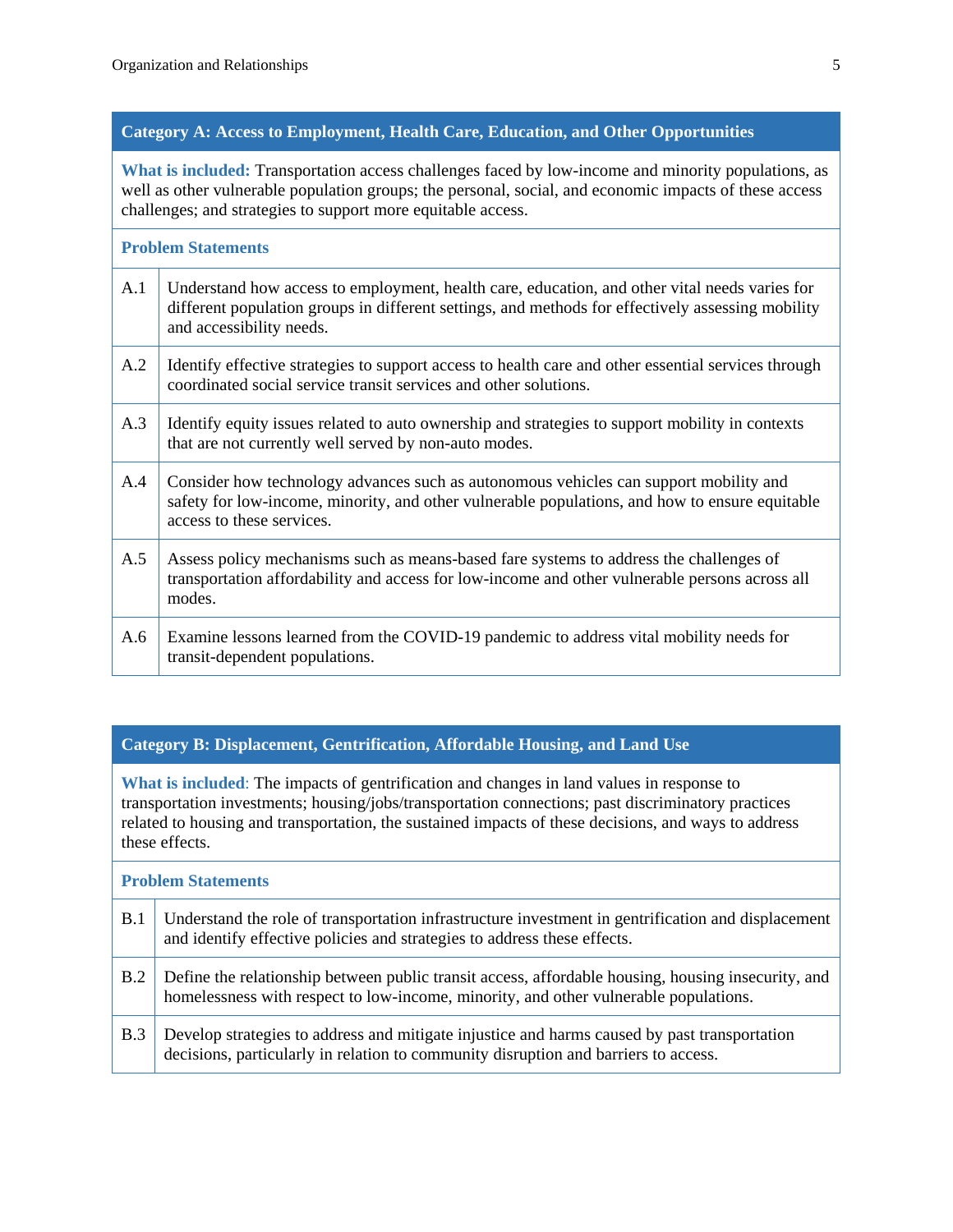| Category A: Access to Employment, Health Care, Education, and Other Opportunities | |
|---|---|
| **What is included:** Transportation access challenges faced by low-income and minority populations, as well as other vulnerable population groups; the personal, social, and economic impacts of these access challenges; and strategies to support more equitable access. | |
| **Problem Statements** | |
| A.1 | Understand how access to employment, health care, education, and other vital needs varies for different population groups in different settings, and methods for effectively assessing mobility and accessibility needs. |
| A.2 | Identify effective strategies to support access to health care and other essential services through coordinated social service transit services and other solutions. |
| A.3 | Identify equity issues related to auto ownership and strategies to support mobility in contexts that are not currently well served by non-auto modes. |
| A.4 | Consider how technology advances such as autonomous vehicles can support mobility and safety for low-income, minority, and other vulnerable populations, and how to ensure equitable access to these services. |
| A.5 | Assess policy mechanisms such as means-based fare systems to address the challenges of transportation affordability and access for low-income and other vulnerable persons across all modes. |
| A.6 | Examine lessons learned from the COVID-19 pandemic to address vital mobility needs for transit-dependent populations. |

| Category B: Displacement, Gentrification, Affordable Housing, and Land Use | |
|---|---|
| **What is included**: The impacts of gentrification and changes in land values in response to transportation investments; housing/jobs/transportation connections; past discriminatory practices related to housing and transportation, the sustained impacts of these decisions, and ways to address these effects. | |
| **Problem Statements** | |
| B.1 | Understand the role of transportation infrastructure investment in gentrification and displacement and identify effective policies and strategies to address these effects. |
| B.2 | Define the relationship between public transit access, affordable housing, housing insecurity, and homelessness with respect to low-income, minority, and other vulnerable populations. |
| B.3 | Develop strategies to address and mitigate injustice and harms caused by past transportation decisions, particularly in relation to community disruption and barriers to access. |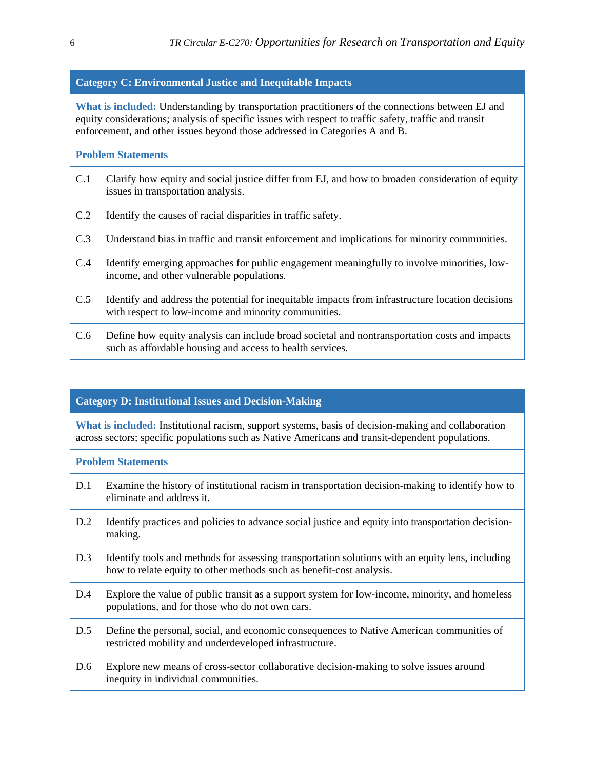| Category C: Environmental Justice and Inequitable Impacts | |
|---|---|
| **What is included:** Understanding by transportation practitioners of the connections between EJ and equity considerations; analysis of specific issues with respect to traffic safety, traffic and transit enforcement, and other issues beyond those addressed in Categories A and B. | |
| **Problem Statements** | |
| C.1 | Clarify how equity and social justice differ from EJ, and how to broaden consideration of equity issues in transportation analysis. |
| C.2 | Identify the causes of racial disparities in traffic safety. |
| C.3 | Understand bias in traffic and transit enforcement and implications for minority communities. |
| C.4 | Identify emerging approaches for public engagement meaningfully to involve minorities, low-income, and other vulnerable populations. |
| C.5 | Identify and address the potential for inequitable impacts from infrastructure location decisions with respect to low-income and minority communities. |
| C.6 | Define how equity analysis can include broad societal and nontransportation costs and impacts such as affordable housing and access to health services. |

| Category D: Institutional Issues and Decision-Making | |
|---|---|
| **What is included:** Institutional racism, support systems, basis of decision-making and collaboration across sectors; specific populations such as Native Americans and transit-dependent populations. | |
| **Problem Statements** | |
| D.1 | Examine the history of institutional racism in transportation decision-making to identify how to eliminate and address it. |
| D.2 | Identify practices and policies to advance social justice and equity into transportation decision-making. |
| D.3 | Identify tools and methods for assessing transportation solutions with an equity lens, including how to relate equity to other methods such as benefit-cost analysis. |
| D.4 | Explore the value of public transit as a support system for low-income, minority, and homeless populations, and for those who do not own cars. |
| D.5 | Define the personal, social, and economic consequences to Native American communities of restricted mobility and underdeveloped infrastructure. |
| D.6 | Explore new means of cross-sector collaborative decision-making to solve issues around inequity in individual communities. |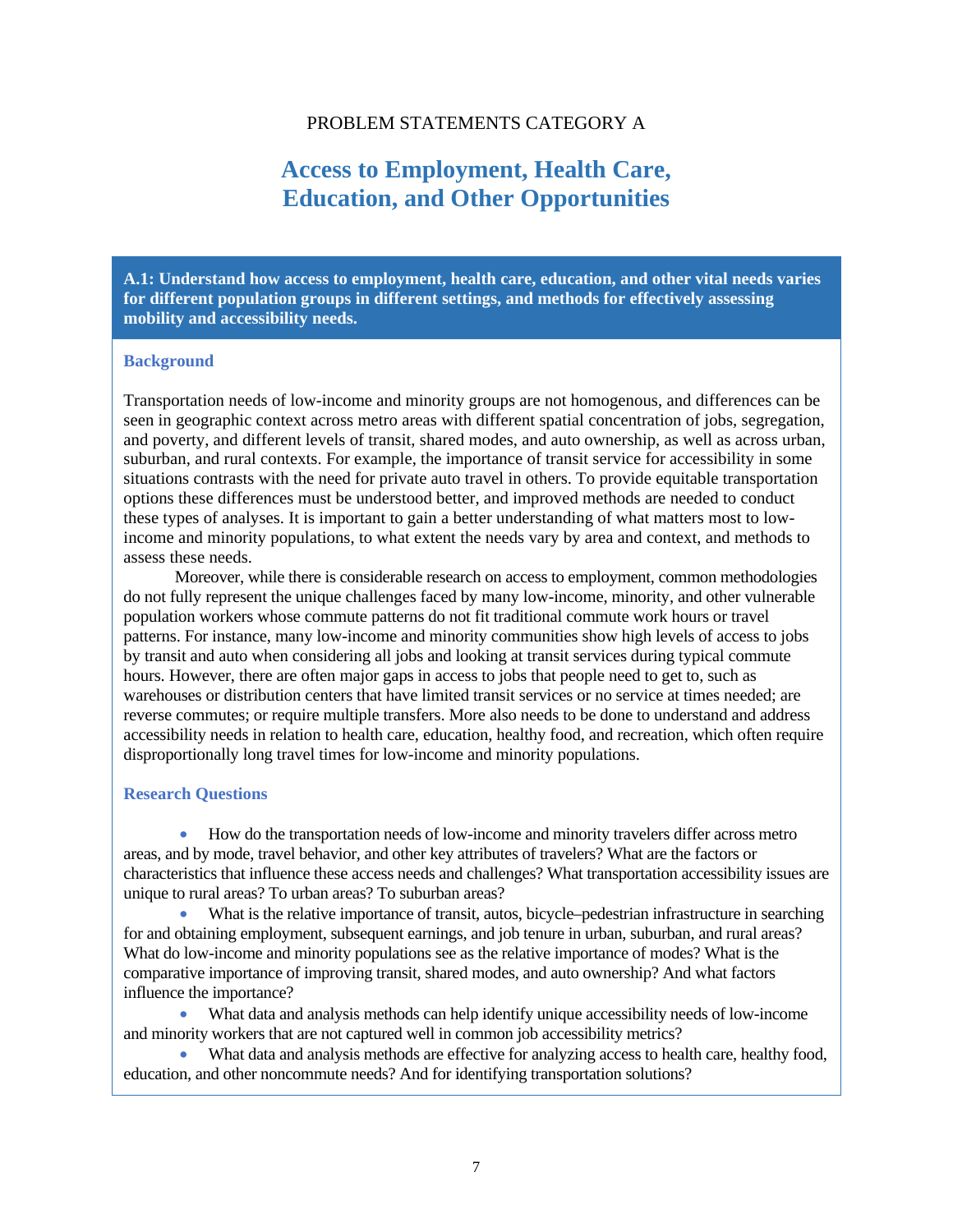PROBLEM STATEMENTS CATEGORY A

# Access to Employment, Health Care, Education, and Other Opportunities

## A.1: Understand how access to employment, health care, education, and other vital needs varies for different population groups in different settings, and methods for effectively assessing mobility and accessibility needs.

### Background

Transportation needs of low-income and minority groups are not homogenous, and differences can be seen in geographic context across metro areas with different spatial concentration of jobs, segregation, and poverty, and different levels of transit, shared modes, and auto ownership, as well as across urban, suburban, and rural contexts. For example, the importance of transit service for accessibility in some situations contrasts with the need for private auto travel in others. To provide equitable transportation options these differences must be understood better, and improved methods are needed to conduct these types of analyses. It is important to gain a better understanding of what matters most to low-income and minority populations, to what extent the needs vary by area and context, and methods to assess these needs.

Moreover, while there is considerable research on access to employment, common methodologies do not fully represent the unique challenges faced by many low-income, minority, and other vulnerable population workers whose commute patterns do not fit traditional commute work hours or travel patterns. For instance, many low-income and minority communities show high levels of access to jobs by transit and auto when considering all jobs and looking at transit services during typical commute hours. However, there are often major gaps in access to jobs that people need to get to, such as warehouses or distribution centers that have limited transit services or no service at times needed; are reverse commutes; or require multiple transfers. More also needs to be done to understand and address accessibility needs in relation to health care, education, healthy food, and recreation, which often require disproportionally long travel times for low-income and minority populations.

### Research Questions

- How do the transportation needs of low-income and minority travelers differ across metro areas, and by mode, travel behavior, and other key attributes of travelers? What are the factors or characteristics that influence these access needs and challenges? What transportation accessibility issues are unique to rural areas? To urban areas? To suburban areas?
- What is the relative importance of transit, autos, bicycle–pedestrian infrastructure in searching for and obtaining employment, subsequent earnings, and job tenure in urban, suburban, and rural areas? What do low-income and minority populations see as the relative importance of modes? What is the comparative importance of improving transit, shared modes, and auto ownership? And what factors influence the importance?
- What data and analysis methods can help identify unique accessibility needs of low-income and minority workers that are not captured well in common job accessibility metrics?
- What data and analysis methods are effective for analyzing access to health care, healthy food, education, and other noncommute needs? And for identifying transportation solutions?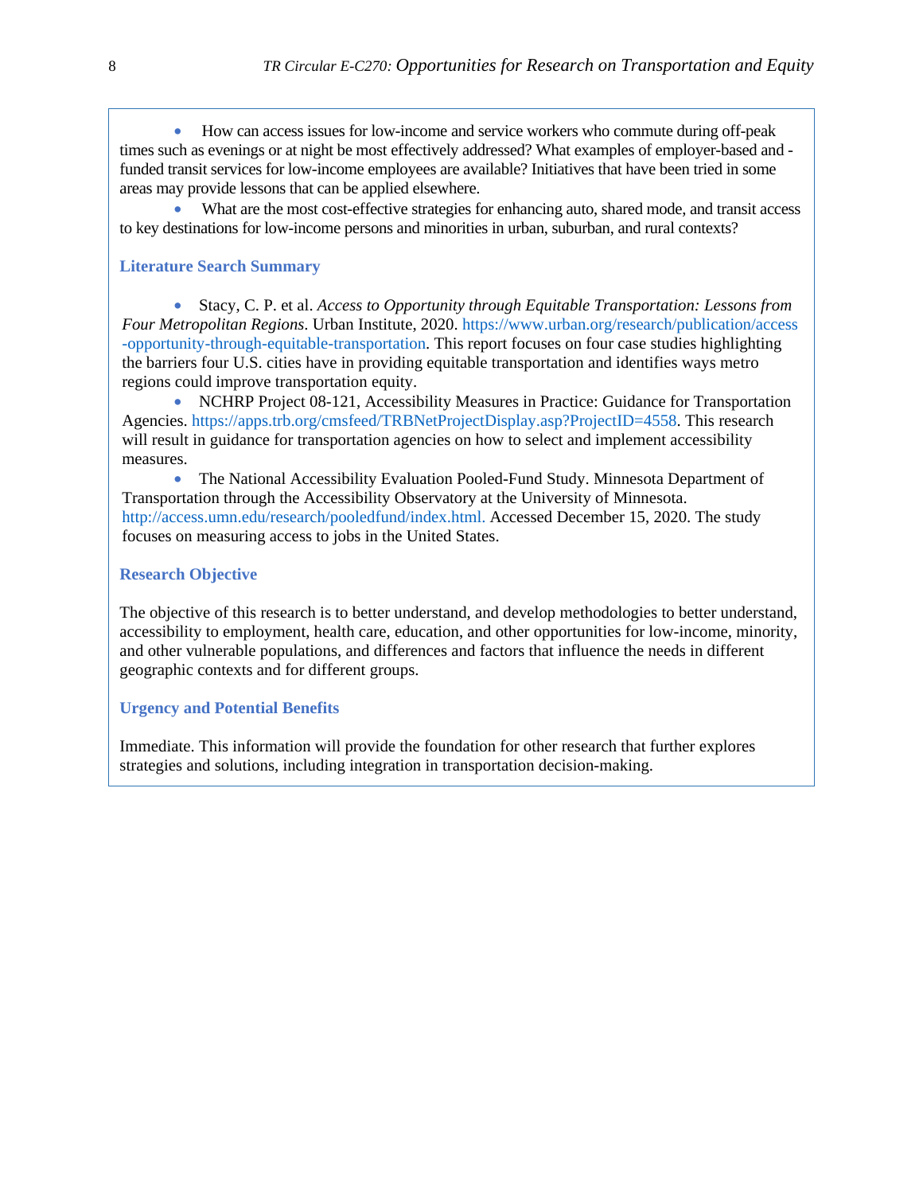- How can access issues for low-income and service workers who commute during off-peak times such as evenings or at night be most effectively addressed? What examples of employer-based and -funded transit services for low-income employees are available? Initiatives that have been tried in some areas may provide lessons that can be applied elsewhere.
- What are the most cost-effective strategies for enhancing auto, shared mode, and transit access to key destinations for low-income persons and minorities in urban, suburban, and rural contexts?

### Literature Search Summary

- Stacy, C. P. et al. *Access to Opportunity through Equitable Transportation: Lessons from Four Metropolitan Regions*. Urban Institute, 2020. https://www.urban.org/research/publication/access-opportunity-through-equitable-transportation. This report focuses on four case studies highlighting the barriers four U.S. cities have in providing equitable transportation and identifies ways metro regions could improve transportation equity.
- NCHRP Project 08-121, Accessibility Measures in Practice: Guidance for Transportation Agencies. https://apps.trb.org/cmsfeed/TRBNetProjectDisplay.asp?ProjectID=4558. This research will result in guidance for transportation agencies on how to select and implement accessibility measures.
- The National Accessibility Evaluation Pooled-Fund Study. Minnesota Department of Transportation through the Accessibility Observatory at the University of Minnesota. http://access.umn.edu/research/pooledfund/index.html. Accessed December 15, 2020. The study focuses on measuring access to jobs in the United States.

### Research Objective

The objective of this research is to better understand, and develop methodologies to better understand, accessibility to employment, health care, education, and other opportunities for low-income, minority, and other vulnerable populations, and differences and factors that influence the needs in different geographic contexts and for different groups.

### Urgency and Potential Benefits

Immediate. This information will provide the foundation for other research that further explores strategies and solutions, including integration in transportation decision-making.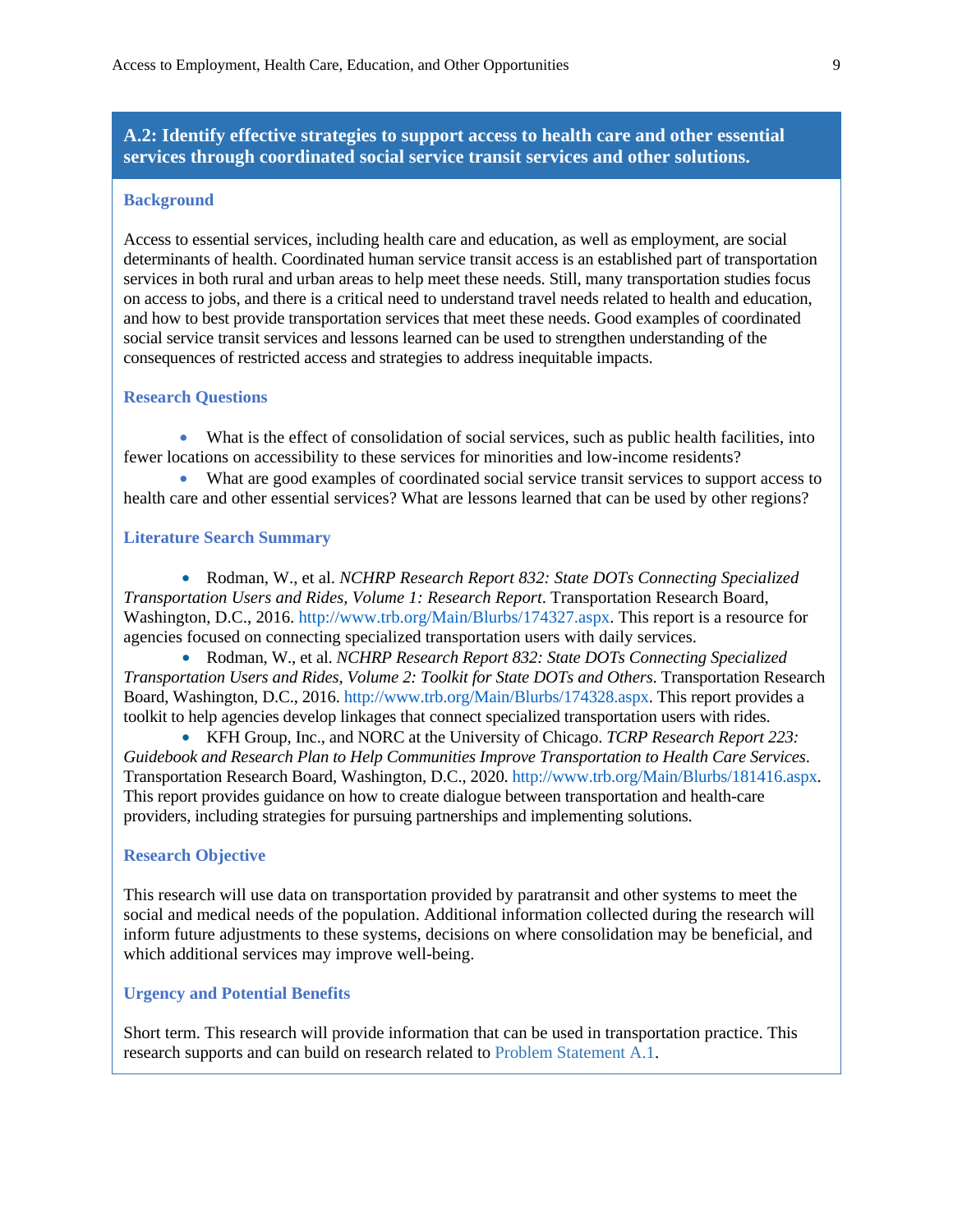## A.2: Identify effective strategies to support access to health care and other essential services through coordinated social service transit services and other solutions.

### Background

Access to essential services, including health care and education, as well as employment, are social determinants of health. Coordinated human service transit access is an established part of transportation services in both rural and urban areas to help meet these needs. Still, many transportation studies focus on access to jobs, and there is a critical need to understand travel needs related to health and education, and how to best provide transportation services that meet these needs. Good examples of coordinated social service transit services and lessons learned can be used to strengthen understanding of the consequences of restricted access and strategies to address inequitable impacts.

### Research Questions

- What is the effect of consolidation of social services, such as public health facilities, into fewer locations on accessibility to these services for minorities and low-income residents?
- What are good examples of coordinated social service transit services to support access to health care and other essential services? What are lessons learned that can be used by other regions?

### Literature Search Summary

- Rodman, W., et al. *NCHRP Research Report 832: State DOTs Connecting Specialized Transportation Users and Rides, Volume 1: Research Report*. Transportation Research Board, Washington, D.C., 2016. http://www.trb.org/Main/Blurbs/174327.aspx. This report is a resource for agencies focused on connecting specialized transportation users with daily services.
- Rodman, W., et al. *NCHRP Research Report 832: State DOTs Connecting Specialized Transportation Users and Rides, Volume 2: Toolkit for State DOTs and Others*. Transportation Research Board, Washington, D.C., 2016. http://www.trb.org/Main/Blurbs/174328.aspx. This report provides a toolkit to help agencies develop linkages that connect specialized transportation users with rides.
- KFH Group, Inc., and NORC at the University of Chicago. *TCRP Research Report 223: Guidebook and Research Plan to Help Communities Improve Transportation to Health Care Services*. Transportation Research Board, Washington, D.C., 2020. http://www.trb.org/Main/Blurbs/181416.aspx. This report provides guidance on how to create dialogue between transportation and health-care providers, including strategies for pursuing partnerships and implementing solutions.

### Research Objective

This research will use data on transportation provided by paratransit and other systems to meet the social and medical needs of the population. Additional information collected during the research will inform future adjustments to these systems, decisions on where consolidation may be beneficial, and which additional services may improve well-being.

### Urgency and Potential Benefits

Short term. This research will provide information that can be used in transportation practice. This research supports and can build on research related to Problem Statement A.1.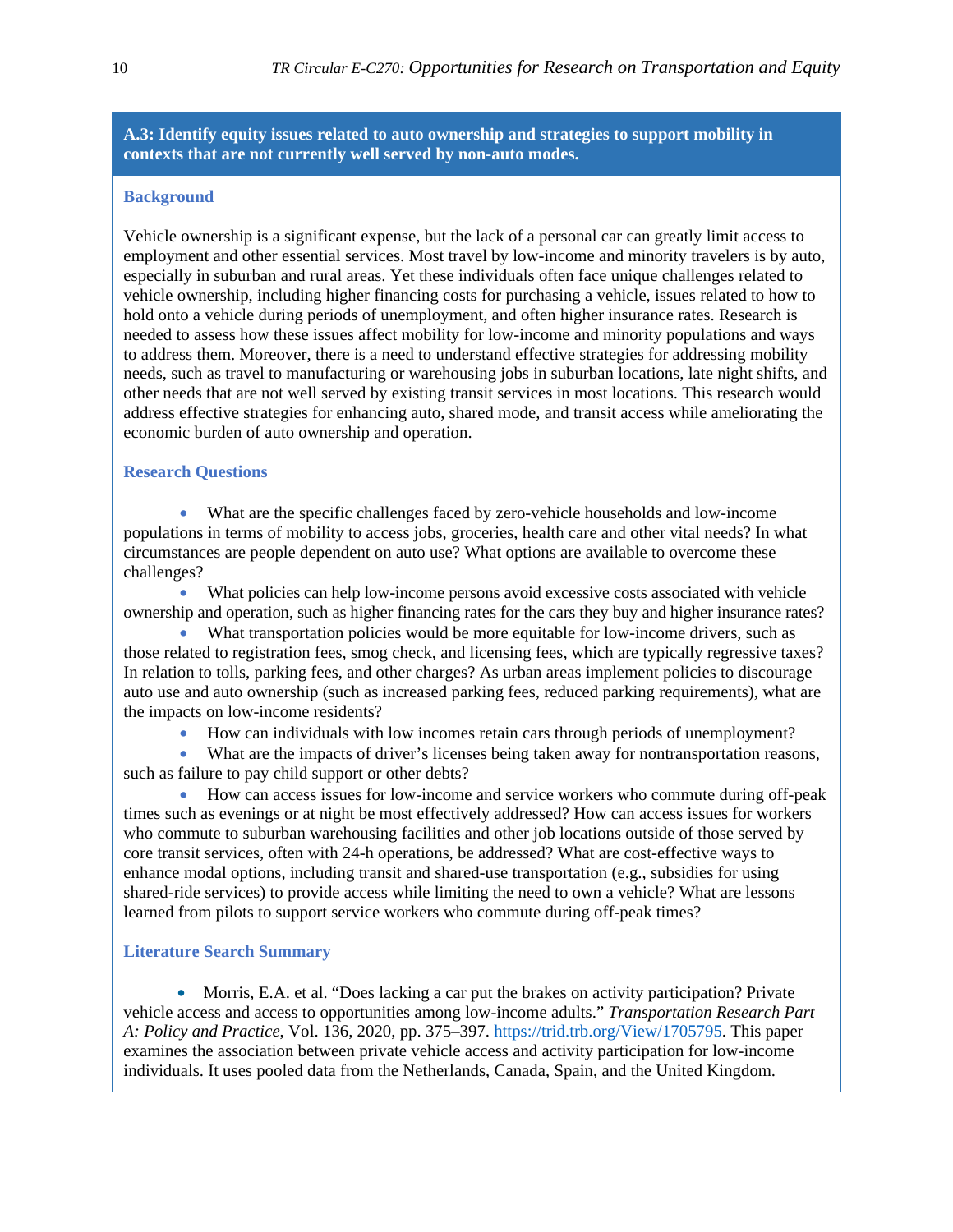### A.3: Identify equity issues related to auto ownership and strategies to support mobility in contexts that are not currently well served by non-auto modes.

#### Background

Vehicle ownership is a significant expense, but the lack of a personal car can greatly limit access to employment and other essential services. Most travel by low-income and minority travelers is by auto, especially in suburban and rural areas. Yet these individuals often face unique challenges related to vehicle ownership, including higher financing costs for purchasing a vehicle, issues related to how to hold onto a vehicle during periods of unemployment, and often higher insurance rates. Research is needed to assess how these issues affect mobility for low-income and minority populations and ways to address them. Moreover, there is a need to understand effective strategies for addressing mobility needs, such as travel to manufacturing or warehousing jobs in suburban locations, late night shifts, and other needs that are not well served by existing transit services in most locations. This research would address effective strategies for enhancing auto, shared mode, and transit access while ameliorating the economic burden of auto ownership and operation.

#### Research Questions

- What are the specific challenges faced by zero-vehicle households and low-income populations in terms of mobility to access jobs, groceries, health care and other vital needs? In what circumstances are people dependent on auto use? What options are available to overcome these challenges?
- What policies can help low-income persons avoid excessive costs associated with vehicle ownership and operation, such as higher financing rates for the cars they buy and higher insurance rates?
- What transportation policies would be more equitable for low-income drivers, such as those related to registration fees, smog check, and licensing fees, which are typically regressive taxes? In relation to tolls, parking fees, and other charges? As urban areas implement policies to discourage auto use and auto ownership (such as increased parking fees, reduced parking requirements), what are the impacts on low-income residents?
- How can individuals with low incomes retain cars through periods of unemployment?
- What are the impacts of driver's licenses being taken away for nontransportation reasons, such as failure to pay child support or other debts?
- How can access issues for low-income and service workers who commute during off-peak times such as evenings or at night be most effectively addressed? How can access issues for workers who commute to suburban warehousing facilities and other job locations outside of those served by core transit services, often with 24-h operations, be addressed? What are cost-effective ways to enhance modal options, including transit and shared-use transportation (e.g., subsidies for using shared-ride services) to provide access while limiting the need to own a vehicle? What are lessons learned from pilots to support service workers who commute during off-peak times?

#### Literature Search Summary

- Morris, E.A. et al. "Does lacking a car put the brakes on activity participation? Private vehicle access and access to opportunities among low-income adults." *Transportation Research Part A: Policy and Practice*, Vol. 136, 2020, pp. 375–397. https://trid.trb.org/View/1705795. This paper examines the association between private vehicle access and activity participation for low-income individuals. It uses pooled data from the Netherlands, Canada, Spain, and the United Kingdom.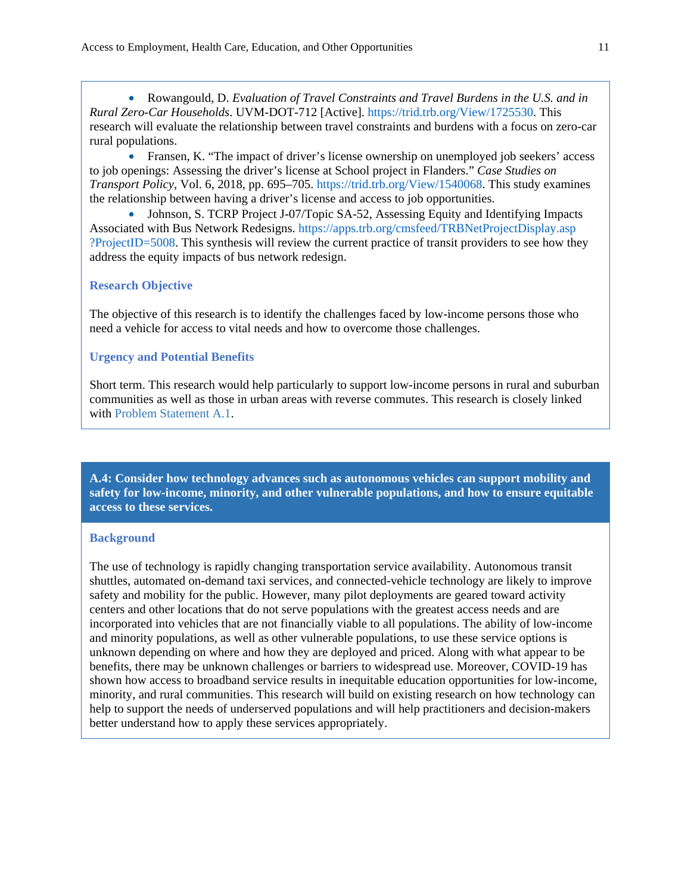- Rowangould, D. *Evaluation of Travel Constraints and Travel Burdens in the U.S. and in Rural Zero-Car Households*. UVM-DOT-712 [Active]. https://trid.trb.org/View/1725530. This research will evaluate the relationship between travel constraints and burdens with a focus on zero-car rural populations.
- Fransen, K. "The impact of driver's license ownership on unemployed job seekers' access to job openings: Assessing the driver's license at School project in Flanders." *Case Studies on Transport Policy*, Vol. 6, 2018, pp. 695–705. https://trid.trb.org/View/1540068. This study examines the relationship between having a driver's license and access to job opportunities.
- Johnson, S. TCRP Project J-07/Topic SA-52, Assessing Equity and Identifying Impacts Associated with Bus Network Redesigns. https://apps.trb.org/cmsfeed/TRBNetProjectDisplay.asp?ProjectID=5008. This synthesis will review the current practice of transit providers to see how they address the equity impacts of bus network redesign.

### Research Objective

The objective of this research is to identify the challenges faced by low-income persons those who need a vehicle for access to vital needs and how to overcome those challenges.

### Urgency and Potential Benefits

Short term. This research would help particularly to support low-income persons in rural and suburban communities as well as those in urban areas with reverse commutes. This research is closely linked with Problem Statement A.1.

## A.4: Consider how technology advances such as autonomous vehicles can support mobility and safety for low-income, minority, and other vulnerable populations, and how to ensure equitable access to these services.

### Background

The use of technology is rapidly changing transportation service availability. Autonomous transit shuttles, automated on-demand taxi services, and connected-vehicle technology are likely to improve safety and mobility for the public. However, many pilot deployments are geared toward activity centers and other locations that do not serve populations with the greatest access needs and are incorporated into vehicles that are not financially viable to all populations. The ability of low-income and minority populations, as well as other vulnerable populations, to use these service options is unknown depending on where and how they are deployed and priced. Along with what appear to be benefits, there may be unknown challenges or barriers to widespread use. Moreover, COVID-19 has shown how access to broadband service results in inequitable education opportunities for low-income, minority, and rural communities. This research will build on existing research on how technology can help to support the needs of underserved populations and will help practitioners and decision-makers better understand how to apply these services appropriately.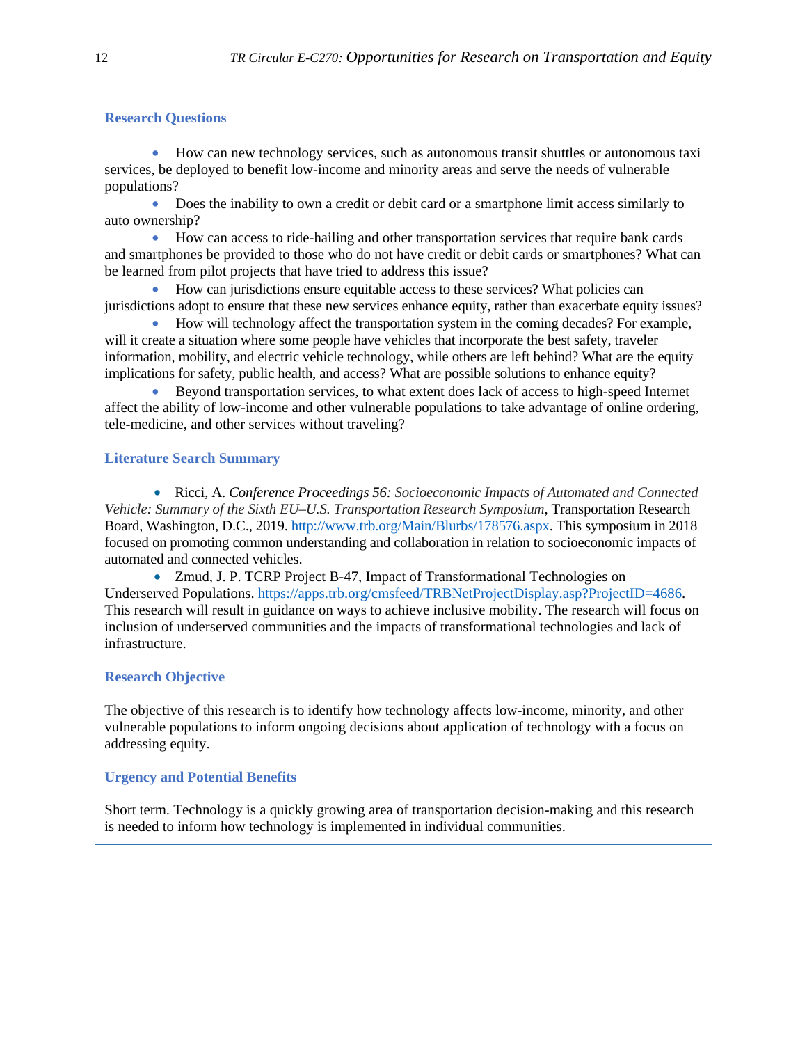### Research Questions

- How can new technology services, such as autonomous transit shuttles or autonomous taxi services, be deployed to benefit low-income and minority areas and serve the needs of vulnerable populations?
- Does the inability to own a credit or debit card or a smartphone limit access similarly to auto ownership?
- How can access to ride-hailing and other transportation services that require bank cards and smartphones be provided to those who do not have credit or debit cards or smartphones? What can be learned from pilot projects that have tried to address this issue?
- How can jurisdictions ensure equitable access to these services? What policies can jurisdictions adopt to ensure that these new services enhance equity, rather than exacerbate equity issues?
- How will technology affect the transportation system in the coming decades? For example, will it create a situation where some people have vehicles that incorporate the best safety, traveler information, mobility, and electric vehicle technology, while others are left behind? What are the equity implications for safety, public health, and access? What are possible solutions to enhance equity?
- Beyond transportation services, to what extent does lack of access to high-speed Internet affect the ability of low-income and other vulnerable populations to take advantage of online ordering, tele-medicine, and other services without traveling?

### Literature Search Summary

- Ricci, A. *Conference Proceedings 56: Socioeconomic Impacts of Automated and Connected Vehicle: Summary of the Sixth EU–U.S. Transportation Research Symposium*, Transportation Research Board, Washington, D.C., 2019. http://www.trb.org/Main/Blurbs/178576.aspx. This symposium in 2018 focused on promoting common understanding and collaboration in relation to socioeconomic impacts of automated and connected vehicles.
- Zmud, J. P. TCRP Project B-47, Impact of Transformational Technologies on Underserved Populations. https://apps.trb.org/cmsfeed/TRBNetProjectDisplay.asp?ProjectID=4686. This research will result in guidance on ways to achieve inclusive mobility. The research will focus on inclusion of underserved communities and the impacts of transformational technologies and lack of infrastructure.

### Research Objective

The objective of this research is to identify how technology affects low-income, minority, and other vulnerable populations to inform ongoing decisions about application of technology with a focus on addressing equity.

### Urgency and Potential Benefits

Short term. Technology is a quickly growing area of transportation decision-making and this research is needed to inform how technology is implemented in individual communities.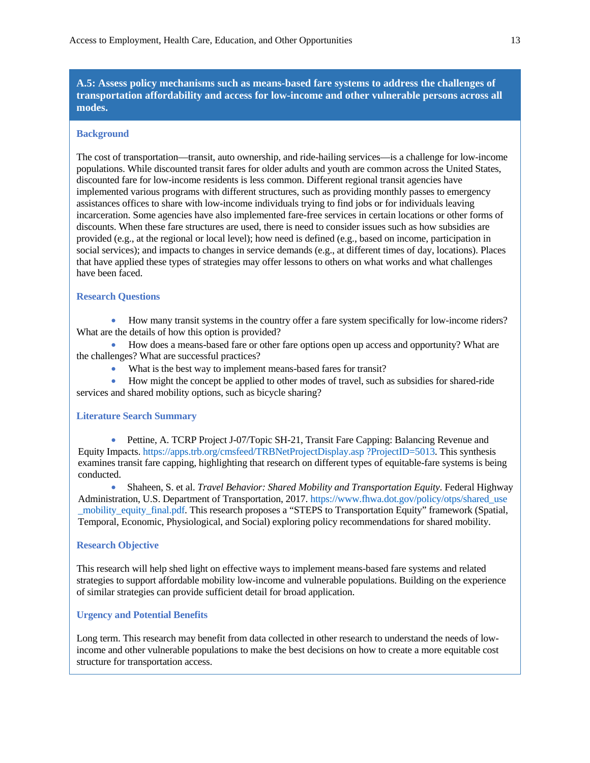## A.5: Assess policy mechanisms such as means-based fare systems to address the challenges of transportation affordability and access for low-income and other vulnerable persons across all modes.

### Background

The cost of transportation—transit, auto ownership, and ride-hailing services—is a challenge for low-income populations. While discounted transit fares for older adults and youth are common across the United States, discounted fare for low-income residents is less common. Different regional transit agencies have implemented various programs with different structures, such as providing monthly passes to emergency assistances offices to share with low-income individuals trying to find jobs or for individuals leaving incarceration. Some agencies have also implemented fare-free services in certain locations or other forms of discounts. When these fare structures are used, there is need to consider issues such as how subsidies are provided (e.g., at the regional or local level); how need is defined (e.g., based on income, participation in social services); and impacts to changes in service demands (e.g., at different times of day, locations). Places that have applied these types of strategies may offer lessons to others on what works and what challenges have been faced.

### Research Questions

- How many transit systems in the country offer a fare system specifically for low-income riders? What are the details of how this option is provided?
- How does a means-based fare or other fare options open up access and opportunity? What are the challenges? What are successful practices?
- What is the best way to implement means-based fares for transit?
- How might the concept be applied to other modes of travel, such as subsidies for shared-ride services and shared mobility options, such as bicycle sharing?

### Literature Search Summary

- Pettine, A. TCRP Project J-07/Topic SH-21, Transit Fare Capping: Balancing Revenue and Equity Impacts. https://apps.trb.org/cmsfeed/TRBNetProjectDisplay.asp ?ProjectID=5013. This synthesis examines transit fare capping, highlighting that research on different types of equitable-fare systems is being conducted.
- Shaheen, S. et al. *Travel Behavior: Shared Mobility and Transportation Equity*. Federal Highway Administration, U.S. Department of Transportation, 2017. https://www.fhwa.dot.gov/policy/otps/shared_use_mobility_equity_final.pdf. This research proposes a "STEPS to Transportation Equity" framework (Spatial, Temporal, Economic, Physiological, and Social) exploring policy recommendations for shared mobility.

### Research Objective

This research will help shed light on effective ways to implement means-based fare systems and related strategies to support affordable mobility low-income and vulnerable populations. Building on the experience of similar strategies can provide sufficient detail for broad application.

### Urgency and Potential Benefits

Long term. This research may benefit from data collected in other research to understand the needs of low-income and other vulnerable populations to make the best decisions on how to create a more equitable cost structure for transportation access.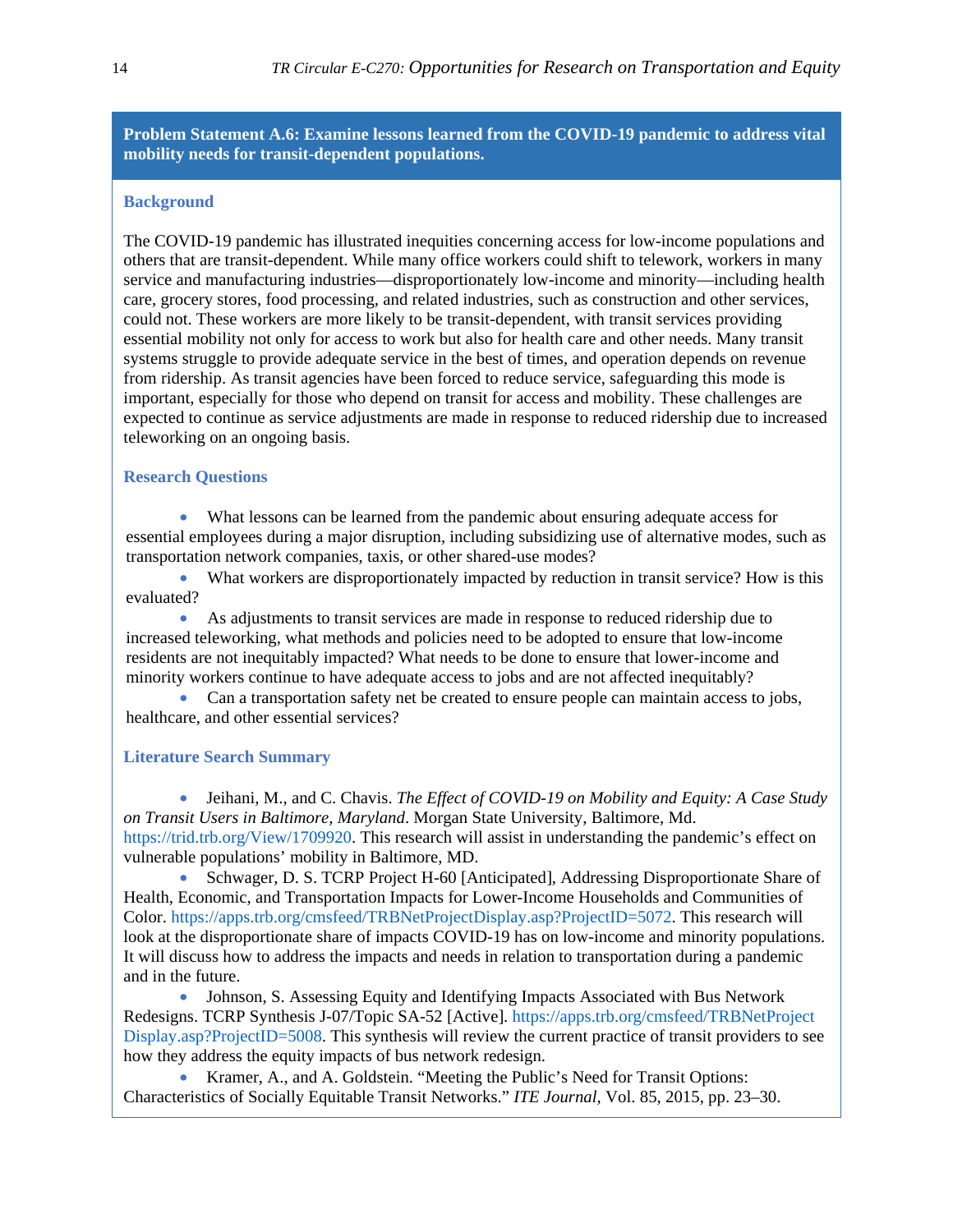## Problem Statement A.6: Examine lessons learned from the COVID-19 pandemic to address vital mobility needs for transit-dependent populations.

### Background

The COVID-19 pandemic has illustrated inequities concerning access for low-income populations and others that are transit-dependent. While many office workers could shift to telework, workers in many service and manufacturing industries—disproportionately low-income and minority—including health care, grocery stores, food processing, and related industries, such as construction and other services, could not. These workers are more likely to be transit-dependent, with transit services providing essential mobility not only for access to work but also for health care and other needs. Many transit systems struggle to provide adequate service in the best of times, and operation depends on revenue from ridership. As transit agencies have been forced to reduce service, safeguarding this mode is important, especially for those who depend on transit for access and mobility. These challenges are expected to continue as service adjustments are made in response to reduced ridership due to increased teleworking on an ongoing basis.

### Research Questions

- What lessons can be learned from the pandemic about ensuring adequate access for essential employees during a major disruption, including subsidizing use of alternative modes, such as transportation network companies, taxis, or other shared-use modes?
- What workers are disproportionately impacted by reduction in transit service? How is this evaluated?
- As adjustments to transit services are made in response to reduced ridership due to increased teleworking, what methods and policies need to be adopted to ensure that low-income residents are not inequitably impacted? What needs to be done to ensure that lower-income and minority workers continue to have adequate access to jobs and are not affected inequitably?
- Can a transportation safety net be created to ensure people can maintain access to jobs, healthcare, and other essential services?

### Literature Search Summary

- Jeihani, M., and C. Chavis. *The Effect of COVID-19 on Mobility and Equity: A Case Study on Transit Users in Baltimore, Maryland*. Morgan State University, Baltimore, Md. https://trid.trb.org/View/1709920. This research will assist in understanding the pandemic's effect on vulnerable populations' mobility in Baltimore, MD.
- Schwager, D. S. TCRP Project H-60 [Anticipated], Addressing Disproportionate Share of Health, Economic, and Transportation Impacts for Lower-Income Households and Communities of Color. https://apps.trb.org/cmsfeed/TRBNetProjectDisplay.asp?ProjectID=5072. This research will look at the disproportionate share of impacts COVID-19 has on low-income and minority populations. It will discuss how to address the impacts and needs in relation to transportation during a pandemic and in the future.
- Johnson, S. Assessing Equity and Identifying Impacts Associated with Bus Network Redesigns. TCRP Synthesis J-07/Topic SA-52 [Active]. https://apps.trb.org/cmsfeed/TRBNetProjectDisplay.asp?ProjectID=5008. This synthesis will review the current practice of transit providers to see how they address the equity impacts of bus network redesign.
- Kramer, A., and A. Goldstein. "Meeting the Public's Need for Transit Options: Characteristics of Socially Equitable Transit Networks." *ITE Journal*, Vol. 85, 2015, pp. 23–30.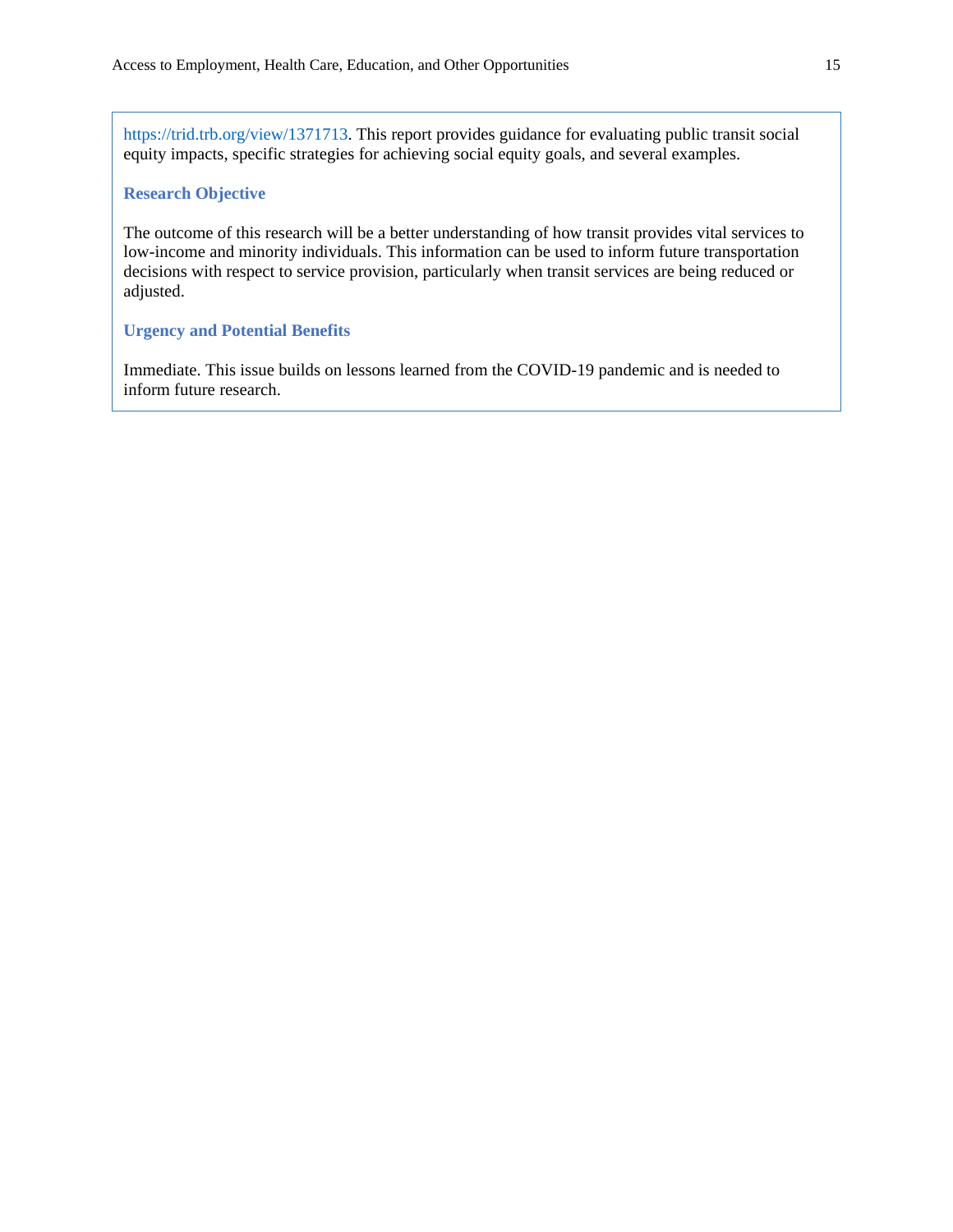https://trid.trb.org/view/1371713. This report provides guidance for evaluating public transit social equity impacts, specific strategies for achieving social equity goals, and several examples.

### Research Objective

The outcome of this research will be a better understanding of how transit provides vital services to low-income and minority individuals. This information can be used to inform future transportation decisions with respect to service provision, particularly when transit services are being reduced or adjusted.

### Urgency and Potential Benefits

Immediate. This issue builds on lessons learned from the COVID-19 pandemic and is needed to inform future research.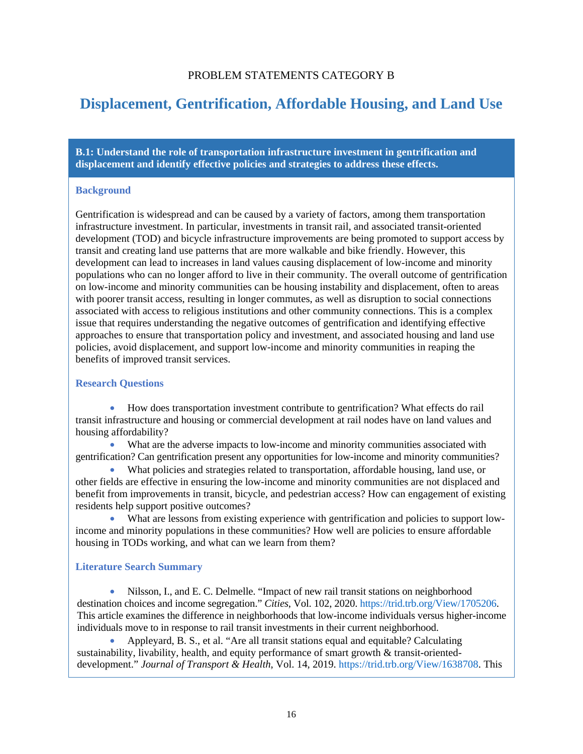PROBLEM STATEMENTS CATEGORY B

# Displacement, Gentrification, Affordable Housing, and Land Use

## B.1: Understand the role of transportation infrastructure investment in gentrification and displacement and identify effective policies and strategies to address these effects.

### Background

Gentrification is widespread and can be caused by a variety of factors, among them transportation infrastructure investment. In particular, investments in transit rail, and associated transit-oriented development (TOD) and bicycle infrastructure improvements are being promoted to support access by transit and creating land use patterns that are more walkable and bike friendly. However, this development can lead to increases in land values causing displacement of low-income and minority populations who can no longer afford to live in their community. The overall outcome of gentrification on low-income and minority communities can be housing instability and displacement, often to areas with poorer transit access, resulting in longer commutes, as well as disruption to social connections associated with access to religious institutions and other community connections. This is a complex issue that requires understanding the negative outcomes of gentrification and identifying effective approaches to ensure that transportation policy and investment, and associated housing and land use policies, avoid displacement, and support low-income and minority communities in reaping the benefits of improved transit services.

### Research Questions

- How does transportation investment contribute to gentrification? What effects do rail transit infrastructure and housing or commercial development at rail nodes have on land values and housing affordability?
- What are the adverse impacts to low-income and minority communities associated with gentrification? Can gentrification present any opportunities for low-income and minority communities?
- What policies and strategies related to transportation, affordable housing, land use, or other fields are effective in ensuring the low-income and minority communities are not displaced and benefit from improvements in transit, bicycle, and pedestrian access? How can engagement of existing residents help support positive outcomes?
- What are lessons from existing experience with gentrification and policies to support low-income and minority populations in these communities? How well are policies to ensure affordable housing in TODs working, and what can we learn from them?

### Literature Search Summary

- Nilsson, I., and E. C. Delmelle. "Impact of new rail transit stations on neighborhood destination choices and income segregation." *Cities*, Vol. 102, 2020. https://trid.trb.org/View/1705206. This article examines the difference in neighborhoods that low-income individuals versus higher-income individuals move to in response to rail transit investments in their current neighborhood.
- Appleyard, B. S., et al. "Are all transit stations equal and equitable? Calculating sustainability, livability, health, and equity performance of smart growth & transit-oriented-development." *Journal of Transport & Health*, Vol. 14, 2019. https://trid.trb.org/View/1638708. This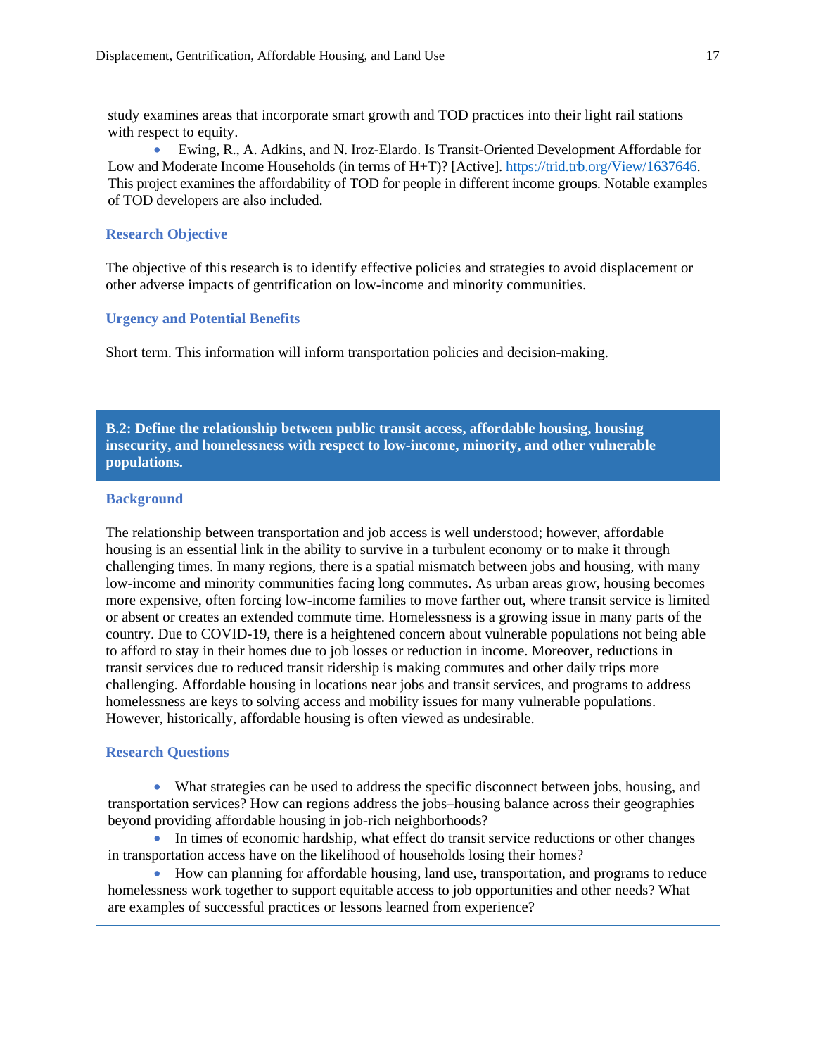study examines areas that incorporate smart growth and TOD practices into their light rail stations with respect to equity.

- Ewing, R., A. Adkins, and N. Iroz-Elardo. Is Transit-Oriented Development Affordable for Low and Moderate Income Households (in terms of H+T)? [Active]. https://trid.trb.org/View/1637646. This project examines the affordability of TOD for people in different income groups. Notable examples of TOD developers are also included.

### Research Objective

The objective of this research is to identify effective policies and strategies to avoid displacement or other adverse impacts of gentrification on low-income and minority communities.

### Urgency and Potential Benefits

Short term. This information will inform transportation policies and decision-making.

## B.2: Define the relationship between public transit access, affordable housing, housing insecurity, and homelessness with respect to low-income, minority, and other vulnerable populations.

### Background

The relationship between transportation and job access is well understood; however, affordable housing is an essential link in the ability to survive in a turbulent economy or to make it through challenging times. In many regions, there is a spatial mismatch between jobs and housing, with many low-income and minority communities facing long commutes. As urban areas grow, housing becomes more expensive, often forcing low-income families to move farther out, where transit service is limited or absent or creates an extended commute time. Homelessness is a growing issue in many parts of the country. Due to COVID-19, there is a heightened concern about vulnerable populations not being able to afford to stay in their homes due to job losses or reduction in income. Moreover, reductions in transit services due to reduced transit ridership is making commutes and other daily trips more challenging. Affordable housing in locations near jobs and transit services, and programs to address homelessness are keys to solving access and mobility issues for many vulnerable populations. However, historically, affordable housing is often viewed as undesirable.

### Research Questions

- What strategies can be used to address the specific disconnect between jobs, housing, and transportation services? How can regions address the jobs–housing balance across their geographies beyond providing affordable housing in job-rich neighborhoods?
- In times of economic hardship, what effect do transit service reductions or other changes in transportation access have on the likelihood of households losing their homes?
- How can planning for affordable housing, land use, transportation, and programs to reduce homelessness work together to support equitable access to job opportunities and other needs? What are examples of successful practices or lessons learned from experience?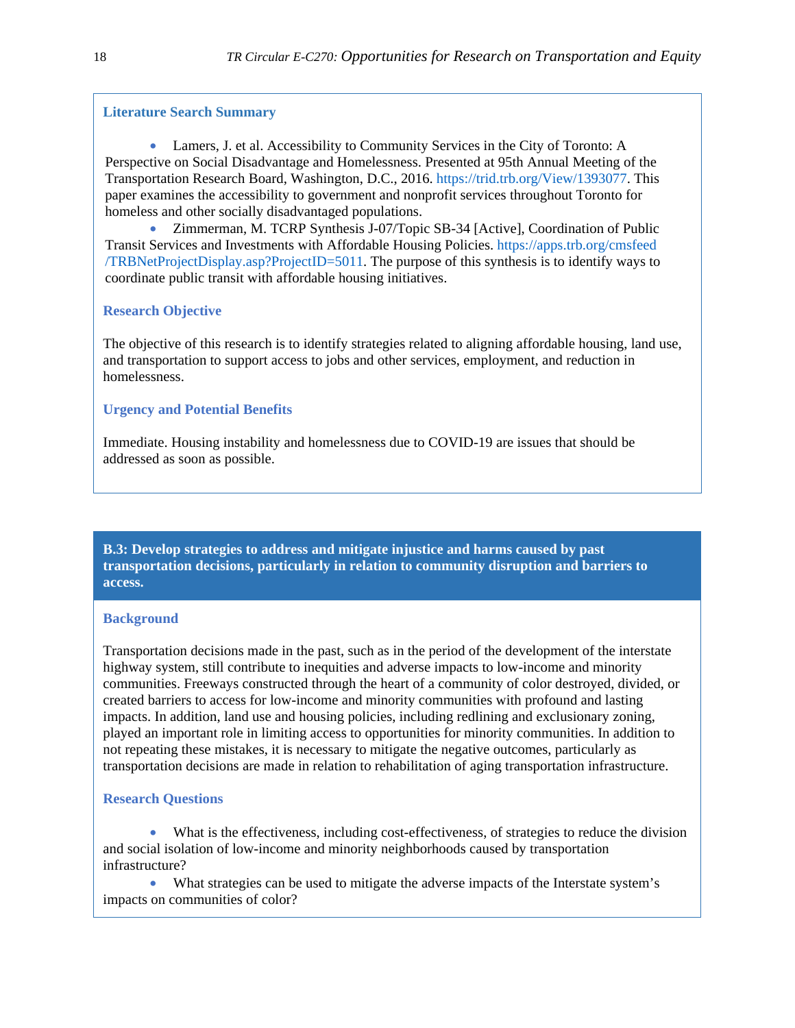### Literature Search Summary

- Lamers, J. et al. Accessibility to Community Services in the City of Toronto: A Perspective on Social Disadvantage and Homelessness. Presented at 95th Annual Meeting of the Transportation Research Board, Washington, D.C., 2016. https://trid.trb.org/View/1393077. This paper examines the accessibility to government and nonprofit services throughout Toronto for homeless and other socially disadvantaged populations.
- Zimmerman, M. TCRP Synthesis J-07/Topic SB-34 [Active], Coordination of Public Transit Services and Investments with Affordable Housing Policies. https://apps.trb.org/cmsfeed/TRBNetProjectDisplay.asp?ProjectID=5011. The purpose of this synthesis is to identify ways to coordinate public transit with affordable housing initiatives.

### Research Objective

The objective of this research is to identify strategies related to aligning affordable housing, land use, and transportation to support access to jobs and other services, employment, and reduction in homelessness.

### Urgency and Potential Benefits

Immediate. Housing instability and homelessness due to COVID-19 are issues that should be addressed as soon as possible.

## B.3: Develop strategies to address and mitigate injustice and harms caused by past transportation decisions, particularly in relation to community disruption and barriers to access.

### Background

Transportation decisions made in the past, such as in the period of the development of the interstate highway system, still contribute to inequities and adverse impacts to low-income and minority communities. Freeways constructed through the heart of a community of color destroyed, divided, or created barriers to access for low-income and minority communities with profound and lasting impacts. In addition, land use and housing policies, including redlining and exclusionary zoning, played an important role in limiting access to opportunities for minority communities. In addition to not repeating these mistakes, it is necessary to mitigate the negative outcomes, particularly as transportation decisions are made in relation to rehabilitation of aging transportation infrastructure.

### Research Questions

- What is the effectiveness, including cost-effectiveness, of strategies to reduce the division and social isolation of low-income and minority neighborhoods caused by transportation infrastructure?
- What strategies can be used to mitigate the adverse impacts of the Interstate system's impacts on communities of color?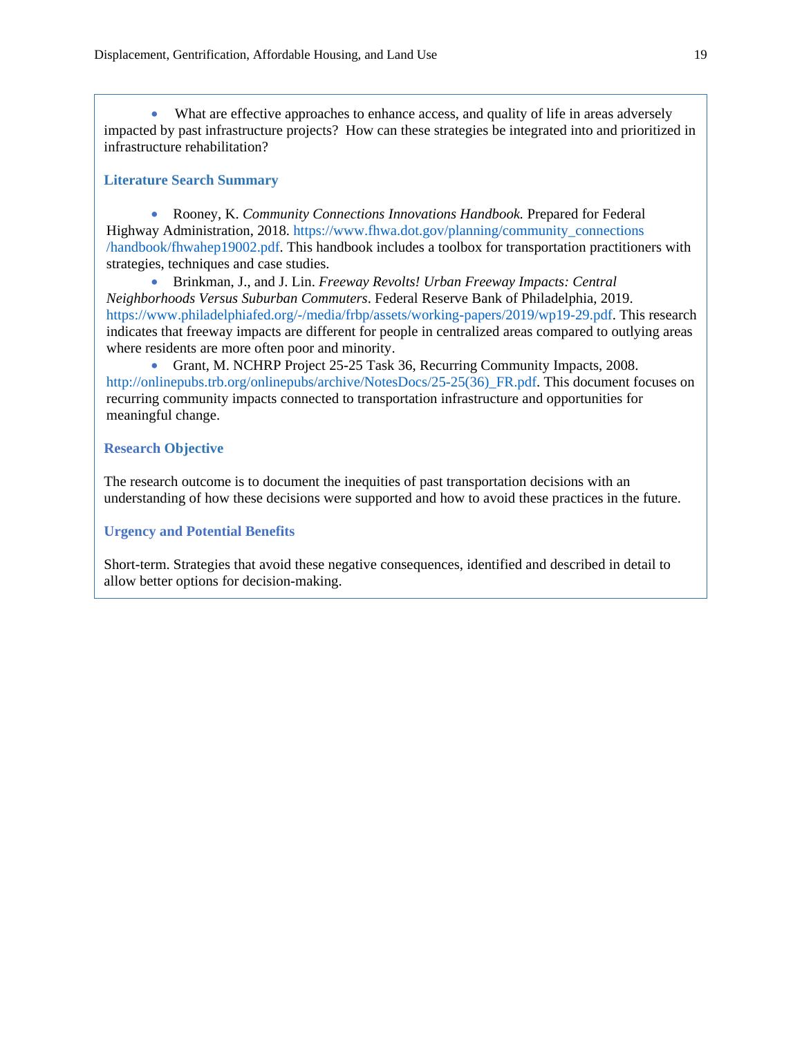- What are effective approaches to enhance access, and quality of life in areas adversely impacted by past infrastructure projects? How can these strategies be integrated into and prioritized in infrastructure rehabilitation?

### Literature Search Summary

- Rooney, K. *Community Connections Innovations Handbook.* Prepared for Federal Highway Administration, 2018. https://www.fhwa.dot.gov/planning/community_connections/handbook/fhwahep19002.pdf. This handbook includes a toolbox for transportation practitioners with strategies, techniques and case studies.
- Brinkman, J., and J. Lin. *Freeway Revolts! Urban Freeway Impacts: Central Neighborhoods Versus Suburban Commuters*. Federal Reserve Bank of Philadelphia, 2019. https://www.philadelphiafed.org/-/media/frbp/assets/working-papers/2019/wp19-29.pdf. This research indicates that freeway impacts are different for people in centralized areas compared to outlying areas where residents are more often poor and minority.
- Grant, M. NCHRP Project 25-25 Task 36, Recurring Community Impacts, 2008. http://onlinepubs.trb.org/onlinepubs/archive/NotesDocs/25-25(36)_FR.pdf. This document focuses on recurring community impacts connected to transportation infrastructure and opportunities for meaningful change.

### Research Objective

The research outcome is to document the inequities of past transportation decisions with an understanding of how these decisions were supported and how to avoid these practices in the future.

### Urgency and Potential Benefits

Short-term. Strategies that avoid these negative consequences, identified and described in detail to allow better options for decision-making.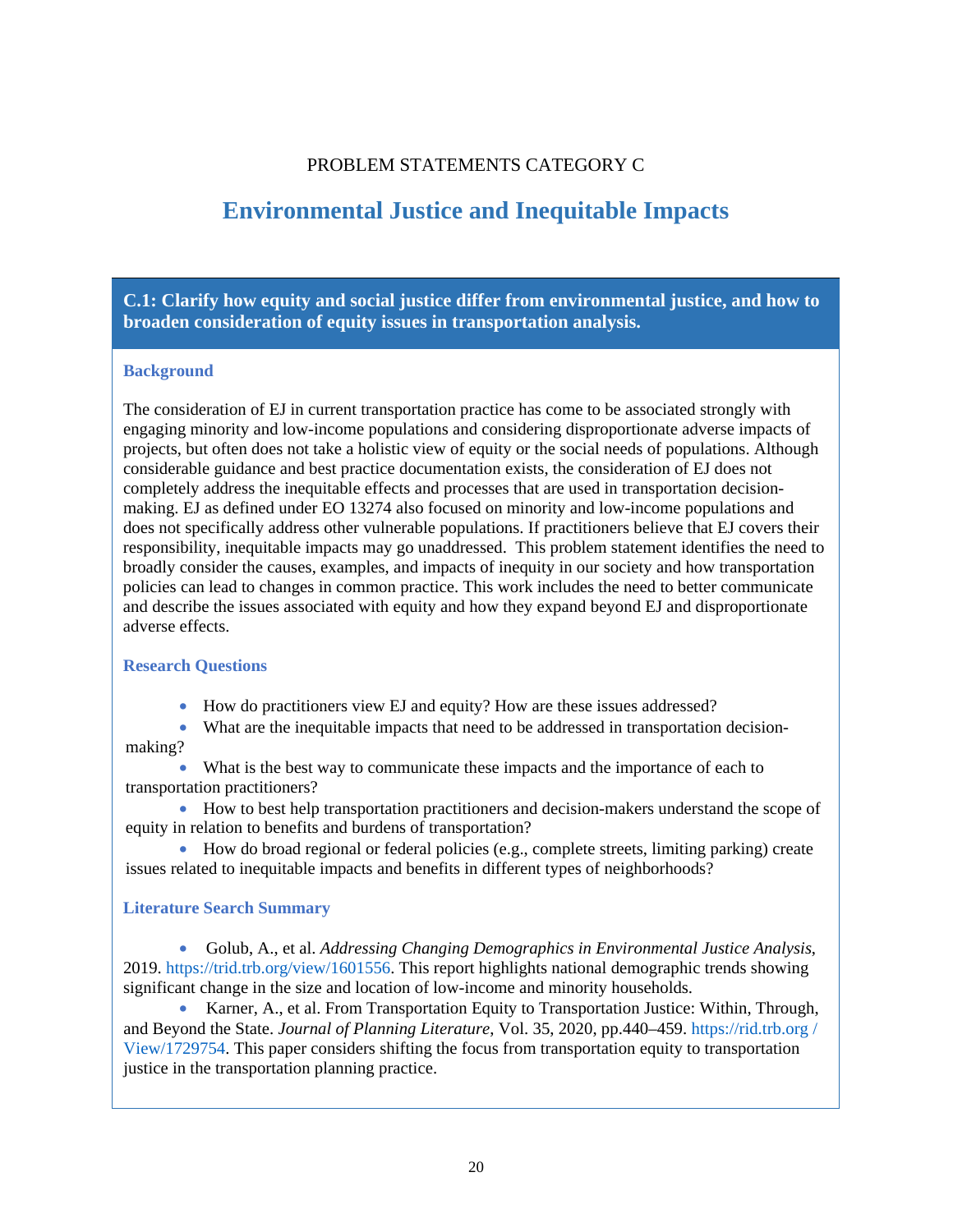PROBLEM STATEMENTS CATEGORY C

# Environmental Justice and Inequitable Impacts

## C.1: Clarify how equity and social justice differ from environmental justice, and how to broaden consideration of equity issues in transportation analysis.

### Background

The consideration of EJ in current transportation practice has come to be associated strongly with engaging minority and low-income populations and considering disproportionate adverse impacts of projects, but often does not take a holistic view of equity or the social needs of populations. Although considerable guidance and best practice documentation exists, the consideration of EJ does not completely address the inequitable effects and processes that are used in transportation decision-making. EJ as defined under EO 13274 also focused on minority and low-income populations and does not specifically address other vulnerable populations. If practitioners believe that EJ covers their responsibility, inequitable impacts may go unaddressed. This problem statement identifies the need to broadly consider the causes, examples, and impacts of inequity in our society and how transportation policies can lead to changes in common practice. This work includes the need to better communicate and describe the issues associated with equity and how they expand beyond EJ and disproportionate adverse effects.

### Research Questions

- How do practitioners view EJ and equity? How are these issues addressed?
- What are the inequitable impacts that need to be addressed in transportation decision-making?
- What is the best way to communicate these impacts and the importance of each to transportation practitioners?
- How to best help transportation practitioners and decision-makers understand the scope of equity in relation to benefits and burdens of transportation?
- How do broad regional or federal policies (e.g., complete streets, limiting parking) create issues related to inequitable impacts and benefits in different types of neighborhoods?

### Literature Search Summary

- Golub, A., et al. *Addressing Changing Demographics in Environmental Justice Analysis*, 2019. https://trid.trb.org/view/1601556. This report highlights national demographic trends showing significant change in the size and location of low-income and minority households.
- Karner, A., et al. From Transportation Equity to Transportation Justice: Within, Through, and Beyond the State. *Journal of Planning Literature*, Vol. 35, 2020, pp.440–459. https://rid.trb.org / View/1729754. This paper considers shifting the focus from transportation equity to transportation justice in the transportation planning practice.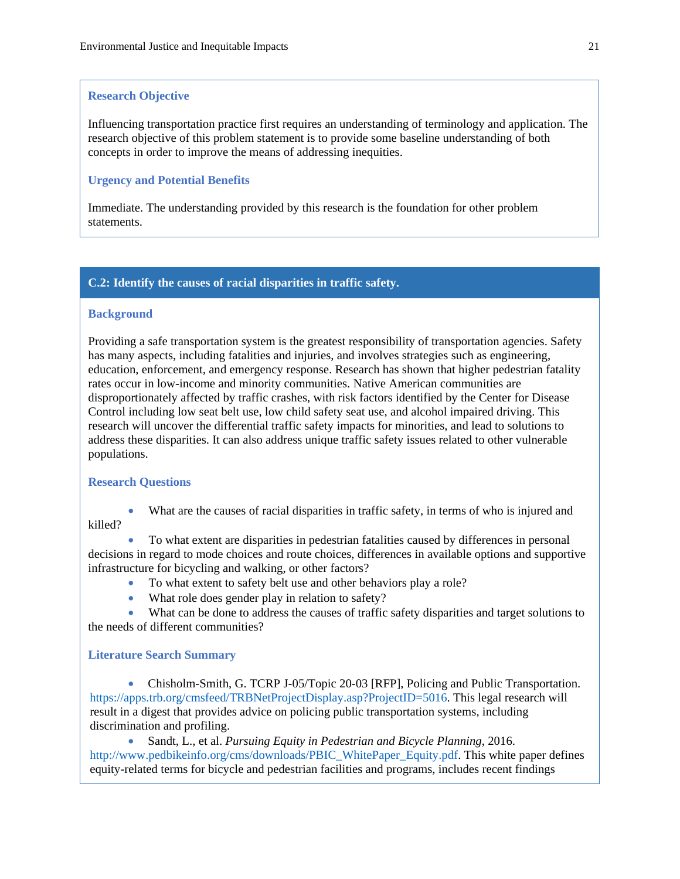### Research Objective

Influencing transportation practice first requires an understanding of terminology and application. The research objective of this problem statement is to provide some baseline understanding of both concepts in order to improve the means of addressing inequities.

### Urgency and Potential Benefits

Immediate. The understanding provided by this research is the foundation for other problem statements.

## C.2: Identify the causes of racial disparities in traffic safety.

### Background

Providing a safe transportation system is the greatest responsibility of transportation agencies. Safety has many aspects, including fatalities and injuries, and involves strategies such as engineering, education, enforcement, and emergency response. Research has shown that higher pedestrian fatality rates occur in low-income and minority communities. Native American communities are disproportionately affected by traffic crashes, with risk factors identified by the Center for Disease Control including low seat belt use, low child safety seat use, and alcohol impaired driving. This research will uncover the differential traffic safety impacts for minorities, and lead to solutions to address these disparities. It can also address unique traffic safety issues related to other vulnerable populations.

### Research Questions

- What are the causes of racial disparities in traffic safety, in terms of who is injured and killed?
- To what extent are disparities in pedestrian fatalities caused by differences in personal decisions in regard to mode choices and route choices, differences in available options and supportive infrastructure for bicycling and walking, or other factors?
- To what extent to safety belt use and other behaviors play a role?
- What role does gender play in relation to safety?
- What can be done to address the causes of traffic safety disparities and target solutions to the needs of different communities?

### Literature Search Summary

- Chisholm-Smith, G. TCRP J-05/Topic 20-03 [RFP], Policing and Public Transportation. https://apps.trb.org/cmsfeed/TRBNetProjectDisplay.asp?ProjectID=5016. This legal research will result in a digest that provides advice on policing public transportation systems, including discrimination and profiling.
- Sandt, L., et al. *Pursuing Equity in Pedestrian and Bicycle Planning*, 2016. http://www.pedbikeinfo.org/cms/downloads/PBIC_WhitePaper_Equity.pdf. This white paper defines equity-related terms for bicycle and pedestrian facilities and programs, includes recent findings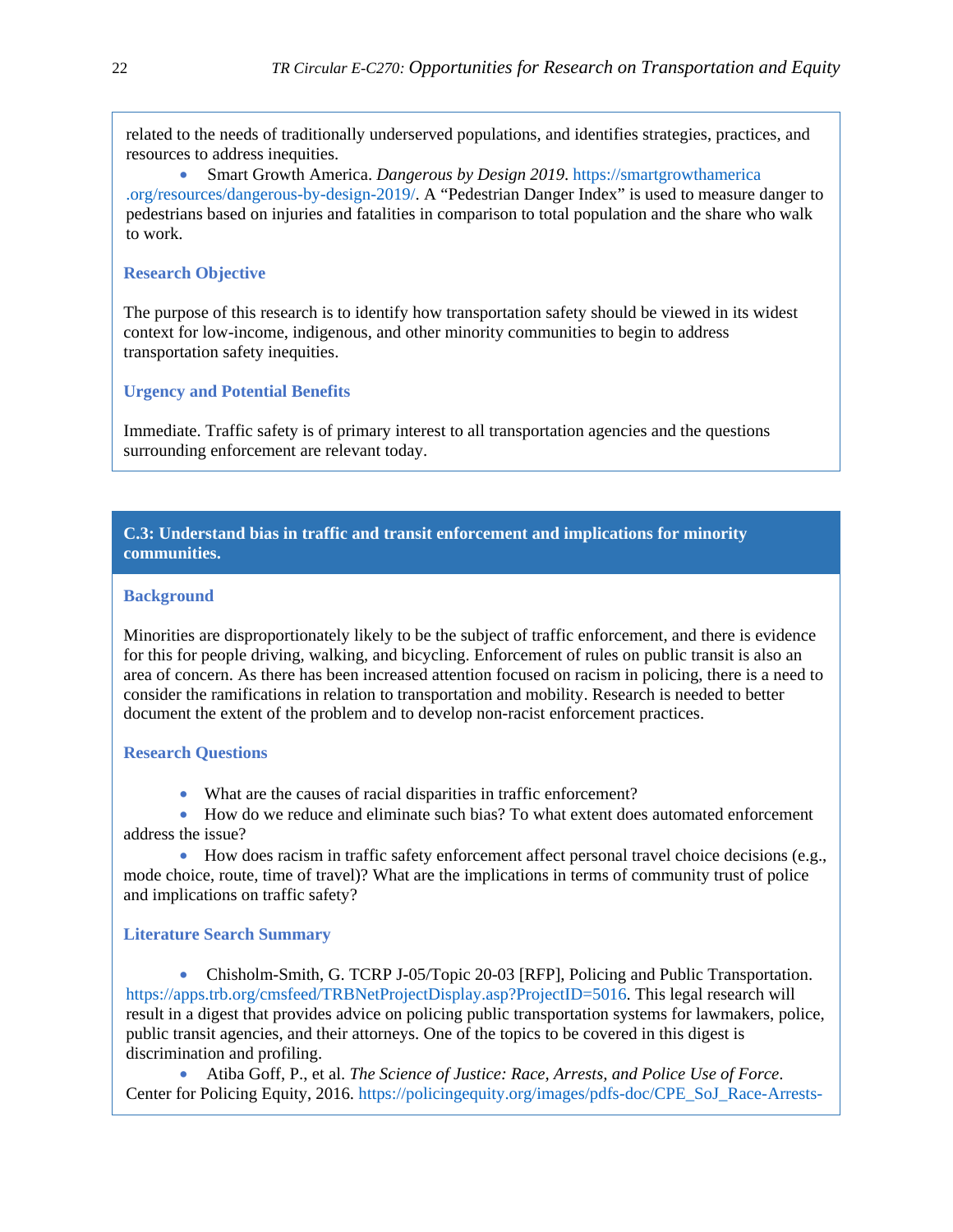related to the needs of traditionally underserved populations, and identifies strategies, practices, and resources to address inequities.

- Smart Growth America. *Dangerous by Design 2019*. https://smartgrowthamerica.org/resources/dangerous-by-design-2019/. A "Pedestrian Danger Index" is used to measure danger to pedestrians based on injuries and fatalities in comparison to total population and the share who walk to work.

### Research Objective

The purpose of this research is to identify how transportation safety should be viewed in its widest context for low-income, indigenous, and other minority communities to begin to address transportation safety inequities.

### Urgency and Potential Benefits

Immediate. Traffic safety is of primary interest to all transportation agencies and the questions surrounding enforcement are relevant today.

## C.3: Understand bias in traffic and transit enforcement and implications for minority communities.

### Background

Minorities are disproportionately likely to be the subject of traffic enforcement, and there is evidence for this for people driving, walking, and bicycling. Enforcement of rules on public transit is also an area of concern. As there has been increased attention focused on racism in policing, there is a need to consider the ramifications in relation to transportation and mobility. Research is needed to better document the extent of the problem and to develop non-racist enforcement practices.

### Research Questions

- What are the causes of racial disparities in traffic enforcement?
- How do we reduce and eliminate such bias? To what extent does automated enforcement address the issue?
- How does racism in traffic safety enforcement affect personal travel choice decisions (e.g., mode choice, route, time of travel)? What are the implications in terms of community trust of police and implications on traffic safety?

### Literature Search Summary

- Chisholm-Smith, G. TCRP J-05/Topic 20-03 [RFP], Policing and Public Transportation. https://apps.trb.org/cmsfeed/TRBNetProjectDisplay.asp?ProjectID=5016. This legal research will result in a digest that provides advice on policing public transportation systems for lawmakers, police, public transit agencies, and their attorneys. One of the topics to be covered in this digest is discrimination and profiling.
- Atiba Goff, P., et al. *The Science of Justice: Race, Arrests, and Police Use of Force*. Center for Policing Equity, 2016. https://policingequity.org/images/pdfs-doc/CPE_SoJ_Race-Arrests-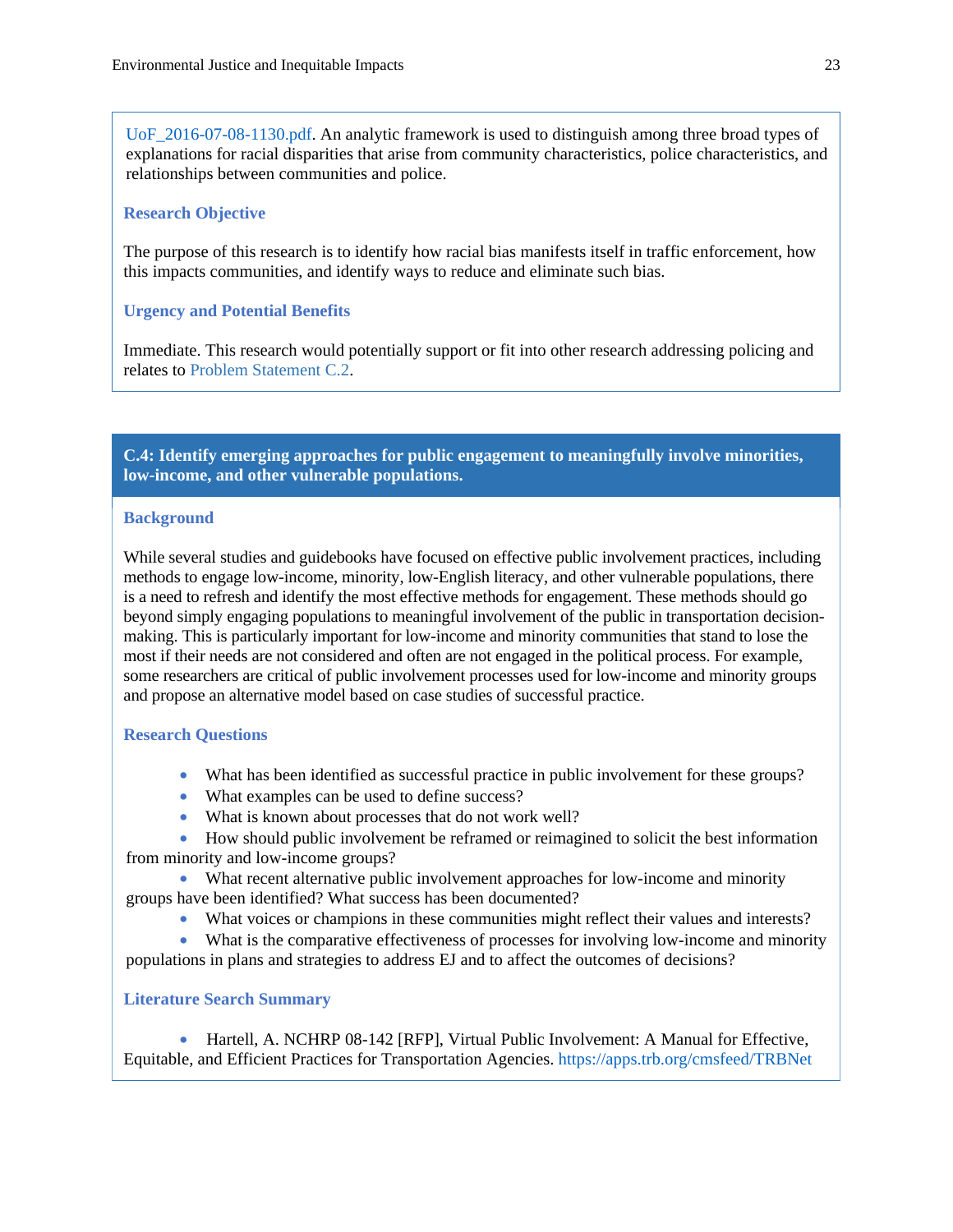UoF_2016-07-08-1130.pdf. An analytic framework is used to distinguish among three broad types of explanations for racial disparities that arise from community characteristics, police characteristics, and relationships between communities and police.

### Research Objective

The purpose of this research is to identify how racial bias manifests itself in traffic enforcement, how this impacts communities, and identify ways to reduce and eliminate such bias.

### Urgency and Potential Benefits

Immediate. This research would potentially support or fit into other research addressing policing and relates to Problem Statement C.2.

## C.4: Identify emerging approaches for public engagement to meaningfully involve minorities, low-income, and other vulnerable populations.

### Background

While several studies and guidebooks have focused on effective public involvement practices, including methods to engage low-income, minority, low-English literacy, and other vulnerable populations, there is a need to refresh and identify the most effective methods for engagement. These methods should go beyond simply engaging populations to meaningful involvement of the public in transportation decision-making. This is particularly important for low-income and minority communities that stand to lose the most if their needs are not considered and often are not engaged in the political process. For example, some researchers are critical of public involvement processes used for low-income and minority groups and propose an alternative model based on case studies of successful practice.

### Research Questions

- What has been identified as successful practice in public involvement for these groups?
- What examples can be used to define success?
- What is known about processes that do not work well?
- How should public involvement be reframed or reimagined to solicit the best information from minority and low-income groups?
- What recent alternative public involvement approaches for low-income and minority groups have been identified? What success has been documented?
- What voices or champions in these communities might reflect their values and interests?
- What is the comparative effectiveness of processes for involving low-income and minority populations in plans and strategies to address EJ and to affect the outcomes of decisions?

### Literature Search Summary

- Hartell, A. NCHRP 08-142 [RFP], Virtual Public Involvement: A Manual for Effective, Equitable, and Efficient Practices for Transportation Agencies. https://apps.trb.org/cmsfeed/TRBNet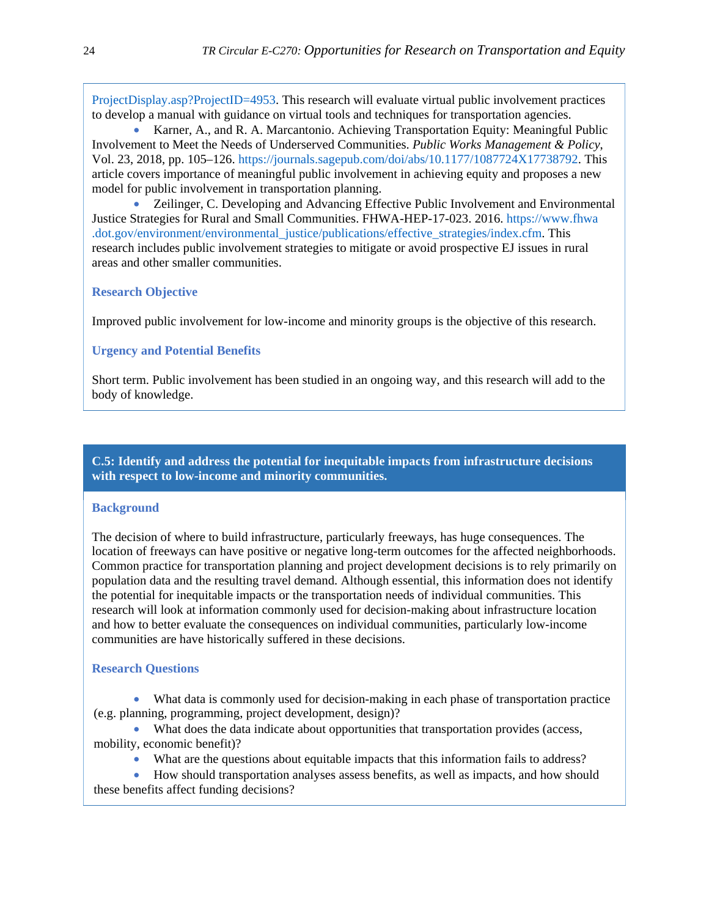ProjectDisplay.asp?ProjectID=4953. This research will evaluate virtual public involvement practices to develop a manual with guidance on virtual tools and techniques for transportation agencies.

- Karner, A., and R. A. Marcantonio. Achieving Transportation Equity: Meaningful Public Involvement to Meet the Needs of Underserved Communities. *Public Works Management & Policy*, Vol. 23, 2018, pp. 105–126. https://journals.sagepub.com/doi/abs/10.1177/1087724X17738792. This article covers importance of meaningful public involvement in achieving equity and proposes a new model for public involvement in transportation planning.
- Zeilinger, C. Developing and Advancing Effective Public Involvement and Environmental Justice Strategies for Rural and Small Communities. FHWA-HEP-17-023. 2016. https://www.fhwa.dot.gov/environment/environmental_justice/publications/effective_strategies/index.cfm. This research includes public involvement strategies to mitigate or avoid prospective EJ issues in rural areas and other smaller communities.

### Research Objective

Improved public involvement for low-income and minority groups is the objective of this research.

### Urgency and Potential Benefits

Short term. Public involvement has been studied in an ongoing way, and this research will add to the body of knowledge.

## C.5: Identify and address the potential for inequitable impacts from infrastructure decisions with respect to low-income and minority communities.

### Background

The decision of where to build infrastructure, particularly freeways, has huge consequences. The location of freeways can have positive or negative long-term outcomes for the affected neighborhoods. Common practice for transportation planning and project development decisions is to rely primarily on population data and the resulting travel demand. Although essential, this information does not identify the potential for inequitable impacts or the transportation needs of individual communities. This research will look at information commonly used for decision-making about infrastructure location and how to better evaluate the consequences on individual communities, particularly low-income communities are have historically suffered in these decisions.

### Research Questions

- What data is commonly used for decision-making in each phase of transportation practice (e.g. planning, programming, project development, design)?
- What does the data indicate about opportunities that transportation provides (access, mobility, economic benefit)?
- What are the questions about equitable impacts that this information fails to address?
- How should transportation analyses assess benefits, as well as impacts, and how should these benefits affect funding decisions?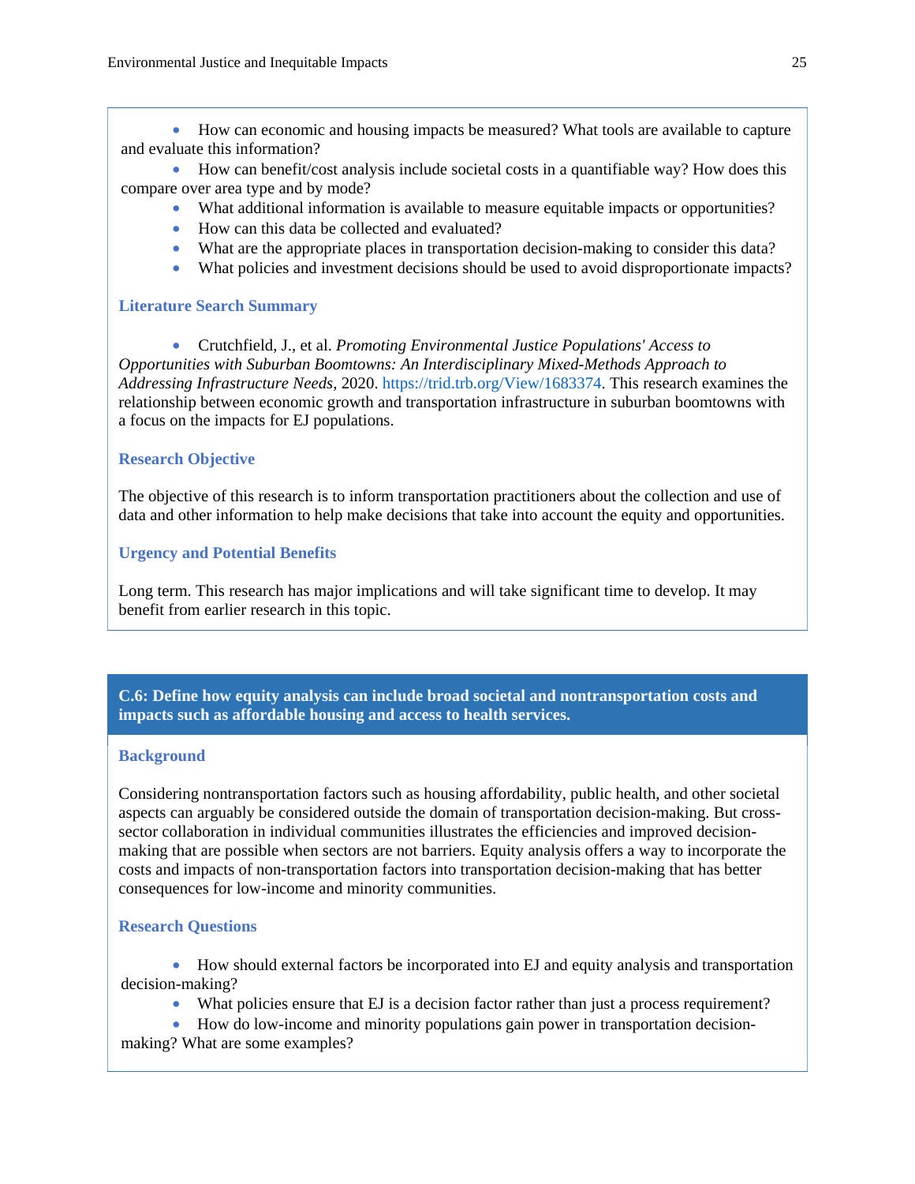- How can economic and housing impacts be measured? What tools are available to capture and evaluate this information?
- How can benefit/cost analysis include societal costs in a quantifiable way? How does this compare over area type and by mode?
- What additional information is available to measure equitable impacts or opportunities?
- How can this data be collected and evaluated?
- What are the appropriate places in transportation decision-making to consider this data?
- What policies and investment decisions should be used to avoid disproportionate impacts?

### Literature Search Summary

- Crutchfield, J., et al. *Promoting Environmental Justice Populations' Access to Opportunities with Suburban Boomtowns: An Interdisciplinary Mixed-Methods Approach to Addressing Infrastructure Needs*, 2020. https://trid.trb.org/View/1683374. This research examines the relationship between economic growth and transportation infrastructure in suburban boomtowns with a focus on the impacts for EJ populations.

### Research Objective

The objective of this research is to inform transportation practitioners about the collection and use of data and other information to help make decisions that take into account the equity and opportunities.

### Urgency and Potential Benefits

Long term. This research has major implications and will take significant time to develop. It may benefit from earlier research in this topic.

## C.6: Define how equity analysis can include broad societal and nontransportation costs and impacts such as affordable housing and access to health services.

### Background

Considering nontransportation factors such as housing affordability, public health, and other societal aspects can arguably be considered outside the domain of transportation decision-making. But cross-sector collaboration in individual communities illustrates the efficiencies and improved decision-making that are possible when sectors are not barriers. Equity analysis offers a way to incorporate the costs and impacts of non-transportation factors into transportation decision-making that has better consequences for low-income and minority communities.

### Research Questions

- How should external factors be incorporated into EJ and equity analysis and transportation decision-making?
- What policies ensure that EJ is a decision factor rather than just a process requirement?
- How do low-income and minority populations gain power in transportation decision-making? What are some examples?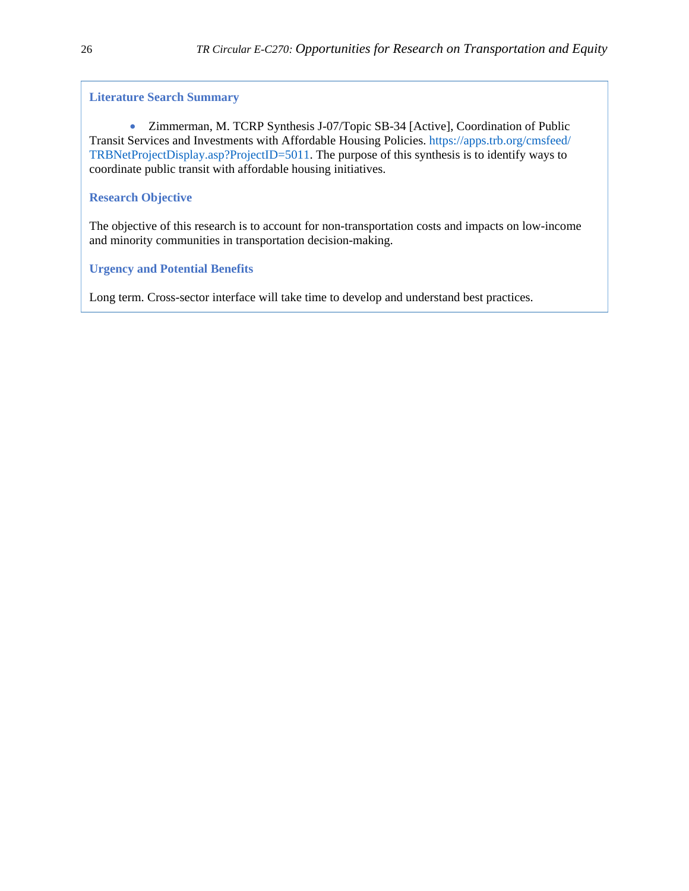### Literature Search Summary

- Zimmerman, M. TCRP Synthesis J-07/Topic SB-34 [Active], Coordination of Public Transit Services and Investments with Affordable Housing Policies. https://apps.trb.org/cmsfeed/TRBNetProjectDisplay.asp?ProjectID=5011. The purpose of this synthesis is to identify ways to coordinate public transit with affordable housing initiatives.

### Research Objective

The objective of this research is to account for non-transportation costs and impacts on low-income and minority communities in transportation decision-making.

### Urgency and Potential Benefits

Long term. Cross-sector interface will take time to develop and understand best practices.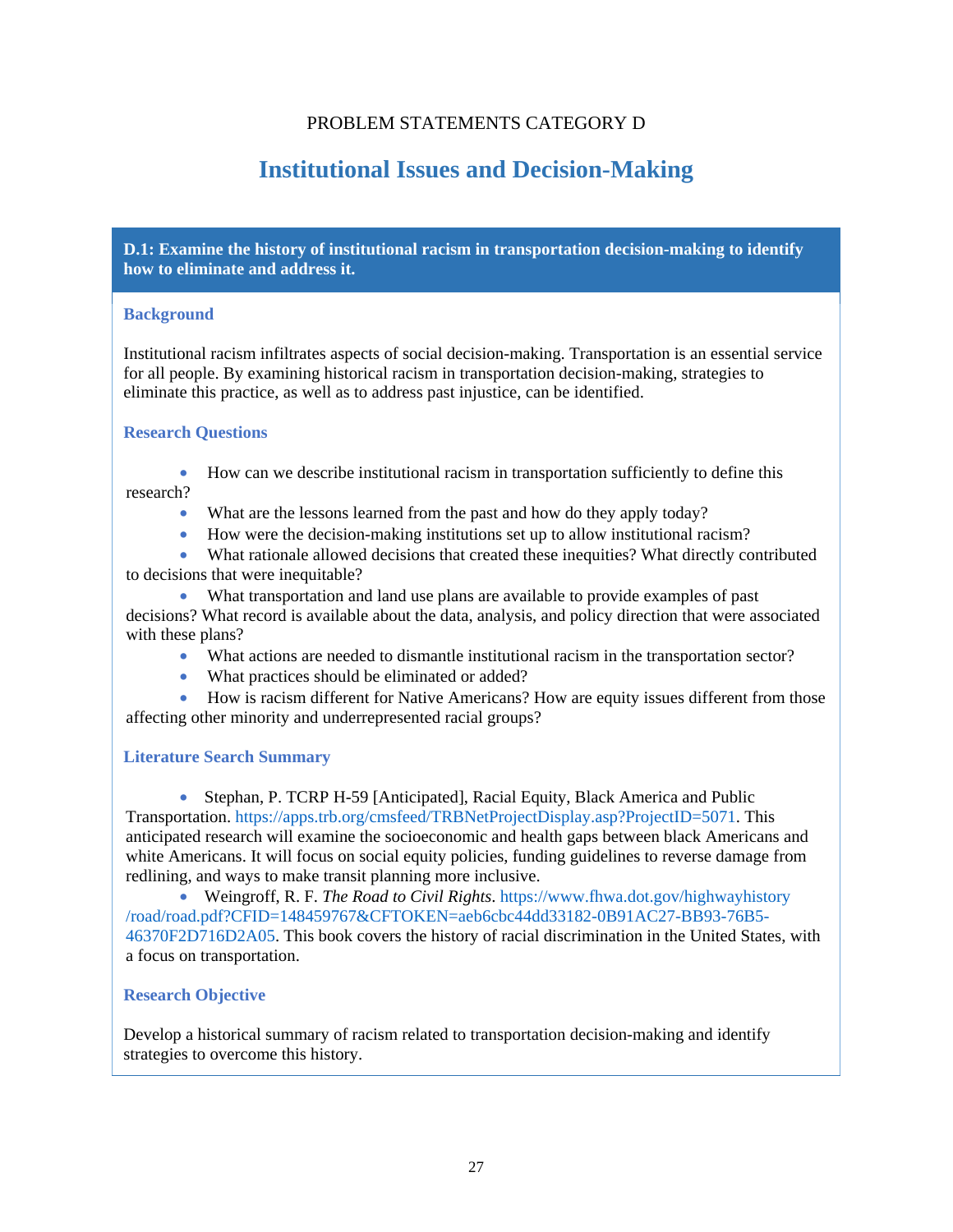PROBLEM STATEMENTS CATEGORY D

# Institutional Issues and Decision-Making

## D.1: Examine the history of institutional racism in transportation decision-making to identify how to eliminate and address it.

### Background

Institutional racism infiltrates aspects of social decision-making. Transportation is an essential service for all people. By examining historical racism in transportation decision-making, strategies to eliminate this practice, as well as to address past injustice, can be identified.

### Research Questions

- How can we describe institutional racism in transportation sufficiently to define this research?
- What are the lessons learned from the past and how do they apply today?
- How were the decision-making institutions set up to allow institutional racism?
- What rationale allowed decisions that created these inequities? What directly contributed to decisions that were inequitable?
- What transportation and land use plans are available to provide examples of past decisions? What record is available about the data, analysis, and policy direction that were associated with these plans?
- What actions are needed to dismantle institutional racism in the transportation sector?
- What practices should be eliminated or added?
- How is racism different for Native Americans? How are equity issues different from those affecting other minority and underrepresented racial groups?

### Literature Search Summary

- Stephan, P. TCRP H-59 [Anticipated], Racial Equity, Black America and Public Transportation. https://apps.trb.org/cmsfeed/TRBNetProjectDisplay.asp?ProjectID=5071. This anticipated research will examine the socioeconomic and health gaps between black Americans and white Americans. It will focus on social equity policies, funding guidelines to reverse damage from redlining, and ways to make transit planning more inclusive.
- Weingroff, R. F. *The Road to Civil Rights*. https://www.fhwa.dot.gov/highwayhistory/road/road.pdf?CFID=148459767&CFTOKEN=aeb6cbc44dd33182-0B91AC27-BB93-76B5-46370F2D716D2A05. This book covers the history of racial discrimination in the United States, with a focus on transportation.

### Research Objective

Develop a historical summary of racism related to transportation decision-making and identify strategies to overcome this history.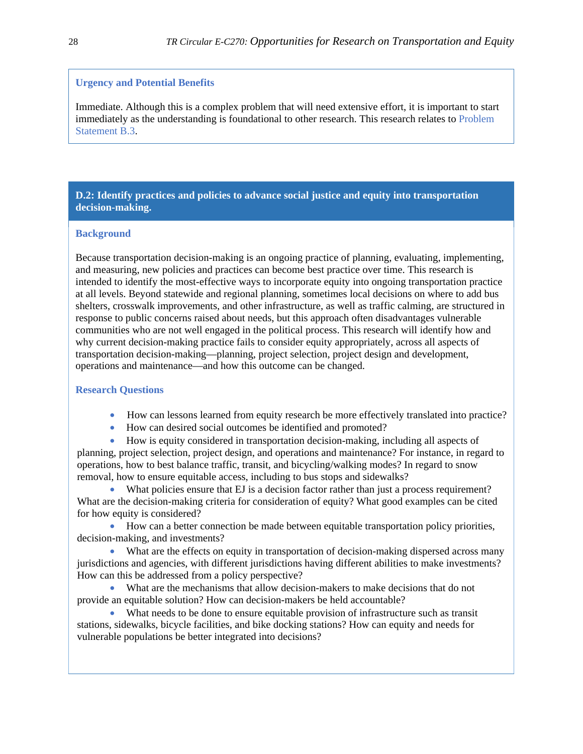### Urgency and Potential Benefits

Immediate. Although this is a complex problem that will need extensive effort, it is important to start immediately as the understanding is foundational to other research. This research relates to Problem Statement B.3.

## D.2: Identify practices and policies to advance social justice and equity into transportation decision-making.

### Background

Because transportation decision-making is an ongoing practice of planning, evaluating, implementing, and measuring, new policies and practices can become best practice over time. This research is intended to identify the most-effective ways to incorporate equity into ongoing transportation practice at all levels. Beyond statewide and regional planning, sometimes local decisions on where to add bus shelters, crosswalk improvements, and other infrastructure, as well as traffic calming, are structured in response to public concerns raised about needs, but this approach often disadvantages vulnerable communities who are not well engaged in the political process. This research will identify how and why current decision-making practice fails to consider equity appropriately, across all aspects of transportation decision-making—planning, project selection, project design and development, operations and maintenance—and how this outcome can be changed.

### Research Questions

- How can lessons learned from equity research be more effectively translated into practice?
- How can desired social outcomes be identified and promoted?
- How is equity considered in transportation decision-making, including all aspects of planning, project selection, project design, and operations and maintenance? For instance, in regard to operations, how to best balance traffic, transit, and bicycling/walking modes? In regard to snow removal, how to ensure equitable access, including to bus stops and sidewalks?
- What policies ensure that EJ is a decision factor rather than just a process requirement? What are the decision-making criteria for consideration of equity? What good examples can be cited for how equity is considered?
- How can a better connection be made between equitable transportation policy priorities, decision-making, and investments?
- What are the effects on equity in transportation of decision-making dispersed across many jurisdictions and agencies, with different jurisdictions having different abilities to make investments? How can this be addressed from a policy perspective?
- What are the mechanisms that allow decision-makers to make decisions that do not provide an equitable solution? How can decision-makers be held accountable?
- What needs to be done to ensure equitable provision of infrastructure such as transit stations, sidewalks, bicycle facilities, and bike docking stations? How can equity and needs for vulnerable populations be better integrated into decisions?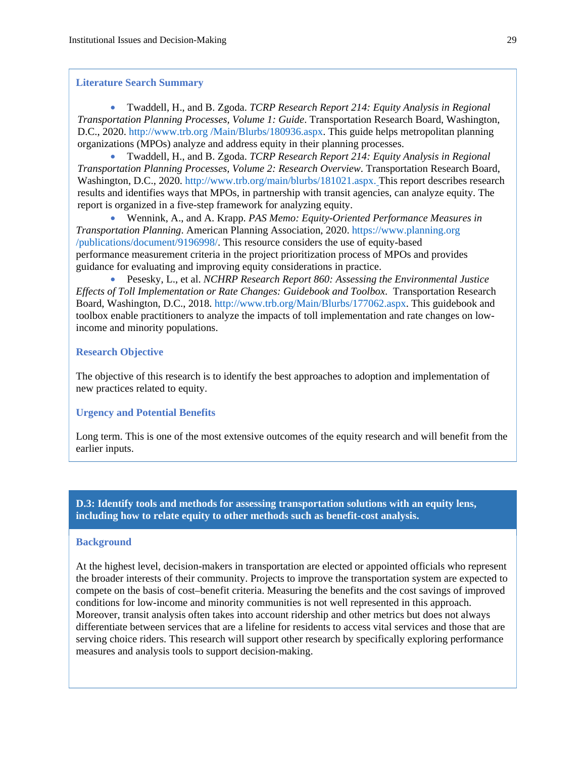### Literature Search Summary

- Twaddell, H., and B. Zgoda. *TCRP Research Report 214: Equity Analysis in Regional Transportation Planning Processes, Volume 1: Guide*. Transportation Research Board, Washington, D.C., 2020. http://www.trb.org /Main/Blurbs/180936.aspx. This guide helps metropolitan planning organizations (MPOs) analyze and address equity in their planning processes.
- Twaddell, H., and B. Zgoda. *TCRP Research Report 214: Equity Analysis in Regional Transportation Planning Processes, Volume 2: Research Overview*. Transportation Research Board, Washington, D.C., 2020. http://www.trb.org/main/blurbs/181021.aspx. This report describes research results and identifies ways that MPOs, in partnership with transit agencies, can analyze equity. The report is organized in a five-step framework for analyzing equity.
- Wennink, A., and A. Krapp. *PAS Memo: Equity-Oriented Performance Measures in Transportation Planning*. American Planning Association, 2020. https://www.planning.org /publications/document/9196998/. This resource considers the use of equity-based performance measurement criteria in the project prioritization process of MPOs and provides guidance for evaluating and improving equity considerations in practice.
- Pesesky, L., et al. *NCHRP Research Report 860: Assessing the Environmental Justice Effects of Toll Implementation or Rate Changes: Guidebook and Toolbox.* Transportation Research Board, Washington, D.C., 2018. http://www.trb.org/Main/Blurbs/177062.aspx. This guidebook and toolbox enable practitioners to analyze the impacts of toll implementation and rate changes on low-income and minority populations.

### Research Objective

The objective of this research is to identify the best approaches to adoption and implementation of new practices related to equity.

### Urgency and Potential Benefits

Long term. This is one of the most extensive outcomes of the equity research and will benefit from the earlier inputs.

## D.3: Identify tools and methods for assessing transportation solutions with an equity lens, including how to relate equity to other methods such as benefit-cost analysis.

### Background

At the highest level, decision-makers in transportation are elected or appointed officials who represent the broader interests of their community. Projects to improve the transportation system are expected to compete on the basis of cost–benefit criteria. Measuring the benefits and the cost savings of improved conditions for low-income and minority communities is not well represented in this approach. Moreover, transit analysis often takes into account ridership and other metrics but does not always differentiate between services that are a lifeline for residents to access vital services and those that are serving choice riders. This research will support other research by specifically exploring performance measures and analysis tools to support decision-making.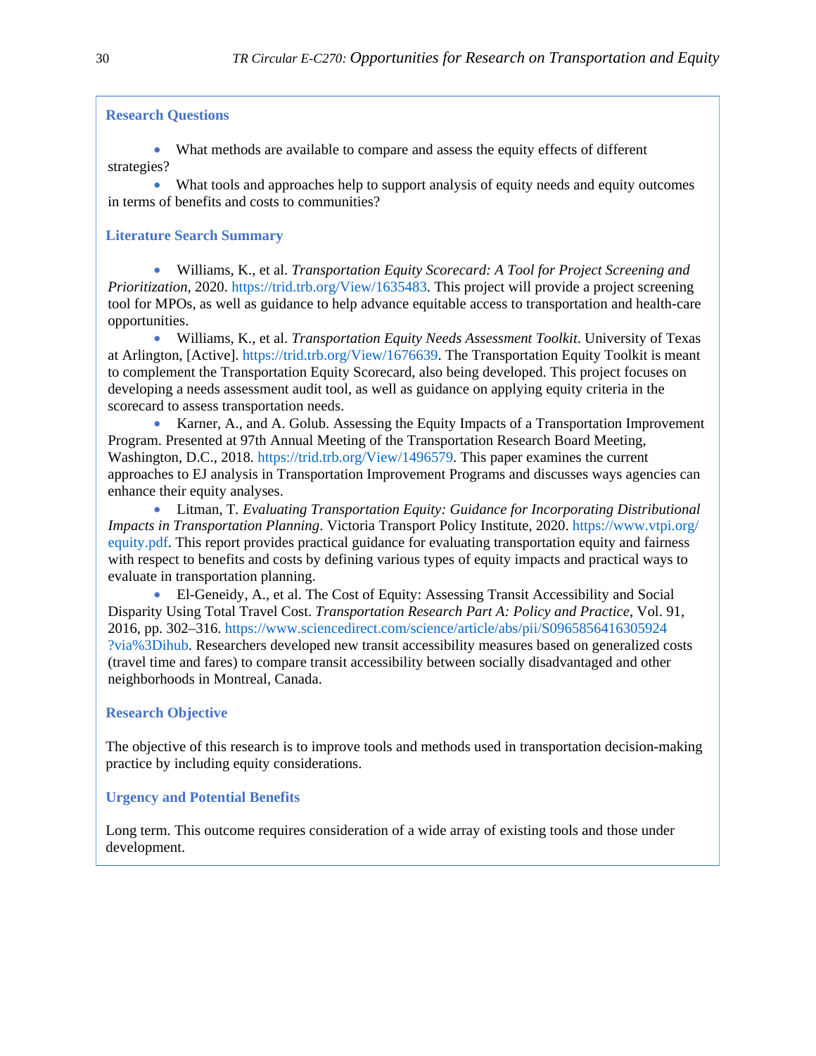### Research Questions

- What methods are available to compare and assess the equity effects of different strategies?
- What tools and approaches help to support analysis of equity needs and equity outcomes in terms of benefits and costs to communities?

### Literature Search Summary

- Williams, K., et al. *Transportation Equity Scorecard: A Tool for Project Screening and Prioritization*, 2020. https://trid.trb.org/View/1635483. This project will provide a project screening tool for MPOs, as well as guidance to help advance equitable access to transportation and health-care opportunities.
- Williams, K., et al. *Transportation Equity Needs Assessment Toolkit*. University of Texas at Arlington, [Active]. https://trid.trb.org/View/1676639. The Transportation Equity Toolkit is meant to complement the Transportation Equity Scorecard, also being developed. This project focuses on developing a needs assessment audit tool, as well as guidance on applying equity criteria in the scorecard to assess transportation needs.
- Karner, A., and A. Golub. Assessing the Equity Impacts of a Transportation Improvement Program. Presented at 97th Annual Meeting of the Transportation Research Board Meeting, Washington, D.C., 2018. https://trid.trb.org/View/1496579. This paper examines the current approaches to EJ analysis in Transportation Improvement Programs and discusses ways agencies can enhance their equity analyses.
- Litman, T. *Evaluating Transportation Equity: Guidance for Incorporating Distributional Impacts in Transportation Planning*. Victoria Transport Policy Institute, 2020. https://www.vtpi.org/equity.pdf. This report provides practical guidance for evaluating transportation equity and fairness with respect to benefits and costs by defining various types of equity impacts and practical ways to evaluate in transportation planning.
- El-Geneidy, A., et al. The Cost of Equity: Assessing Transit Accessibility and Social Disparity Using Total Travel Cost. *Transportation Research Part A: Policy and Practice*, Vol. 91, 2016, pp. 302–316. https://www.sciencedirect.com/science/article/abs/pii/S0965856416305924?via%3Dihub. Researchers developed new transit accessibility measures based on generalized costs (travel time and fares) to compare transit accessibility between socially disadvantaged and other neighborhoods in Montreal, Canada.

### Research Objective

The objective of this research is to improve tools and methods used in transportation decision-making practice by including equity considerations.

### Urgency and Potential Benefits

Long term. This outcome requires consideration of a wide array of existing tools and those under development.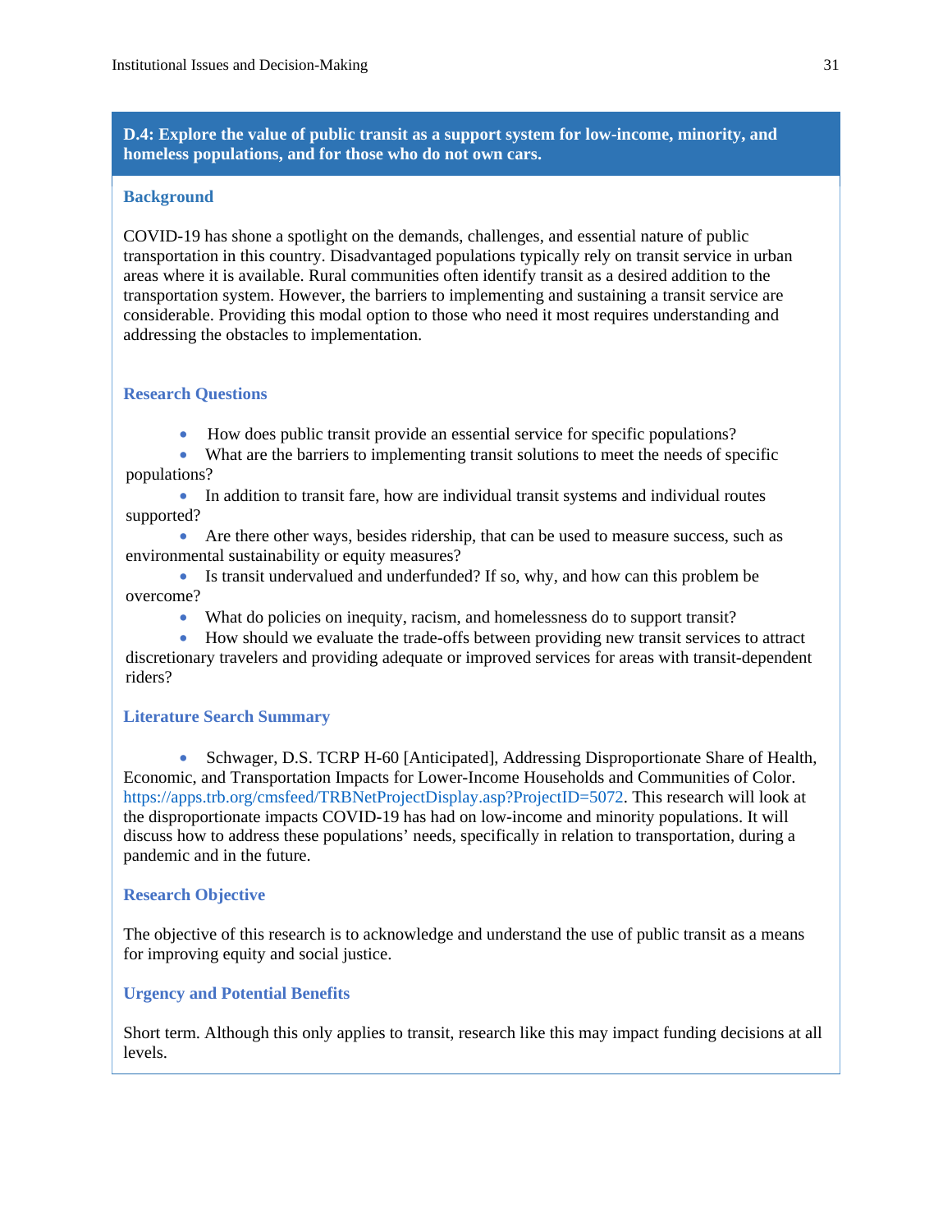## D.4: Explore the value of public transit as a support system for low-income, minority, and homeless populations, and for those who do not own cars.

### Background

COVID-19 has shone a spotlight on the demands, challenges, and essential nature of public transportation in this country. Disadvantaged populations typically rely on transit service in urban areas where it is available. Rural communities often identify transit as a desired addition to the transportation system. However, the barriers to implementing and sustaining a transit service are considerable. Providing this modal option to those who need it most requires understanding and addressing the obstacles to implementation.

### Research Questions

- How does public transit provide an essential service for specific populations?
- What are the barriers to implementing transit solutions to meet the needs of specific populations?
- In addition to transit fare, how are individual transit systems and individual routes supported?
- Are there other ways, besides ridership, that can be used to measure success, such as environmental sustainability or equity measures?
- Is transit undervalued and underfunded? If so, why, and how can this problem be overcome?
- What do policies on inequity, racism, and homelessness do to support transit?
- How should we evaluate the trade-offs between providing new transit services to attract discretionary travelers and providing adequate or improved services for areas with transit-dependent riders?

### Literature Search Summary

- Schwager, D.S. TCRP H-60 [Anticipated], Addressing Disproportionate Share of Health, Economic, and Transportation Impacts for Lower-Income Households and Communities of Color. https://apps.trb.org/cmsfeed/TRBNetProjectDisplay.asp?ProjectID=5072. This research will look at the disproportionate impacts COVID-19 has had on low-income and minority populations. It will discuss how to address these populations' needs, specifically in relation to transportation, during a pandemic and in the future.

### Research Objective

The objective of this research is to acknowledge and understand the use of public transit as a means for improving equity and social justice.

### Urgency and Potential Benefits

Short term. Although this only applies to transit, research like this may impact funding decisions at all levels.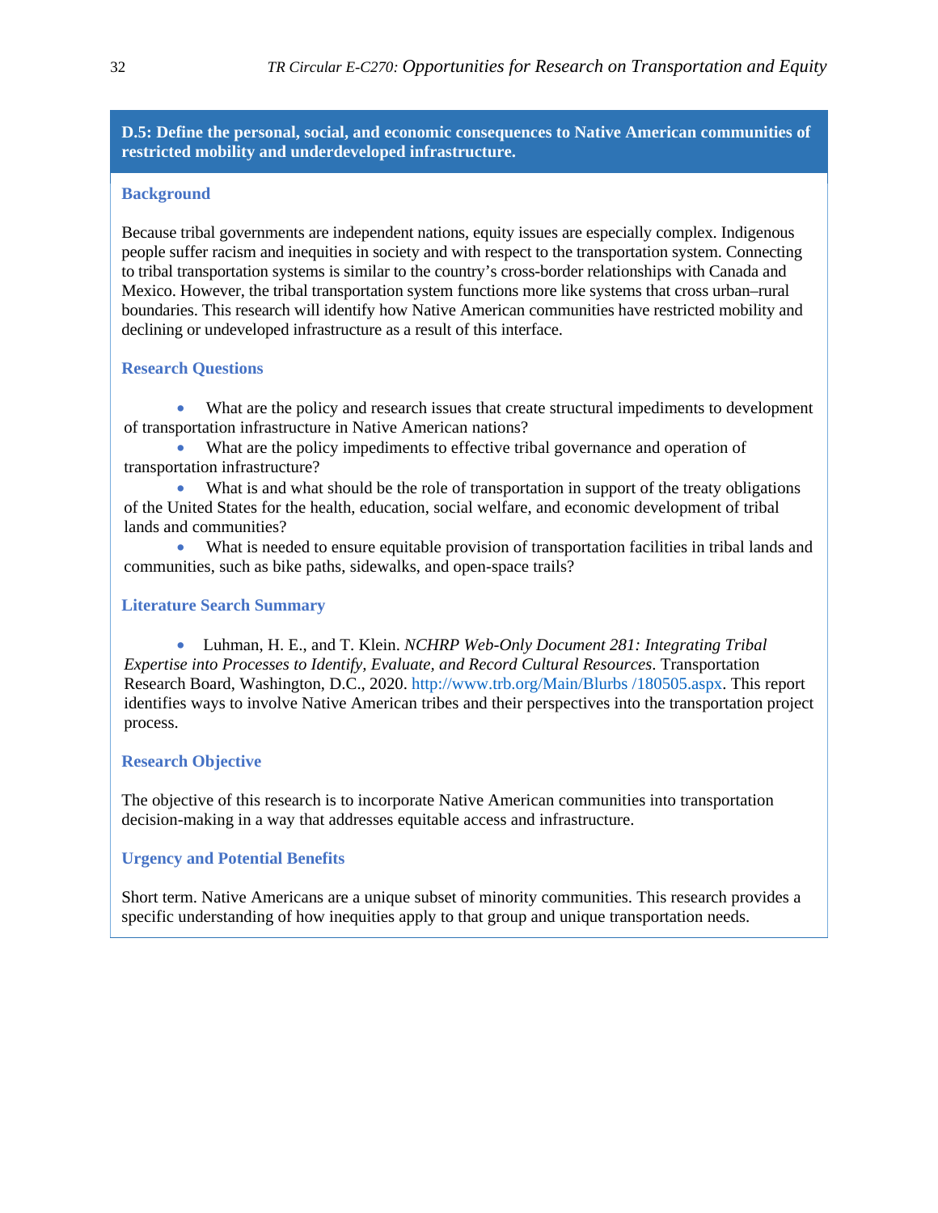## D.5: Define the personal, social, and economic consequences to Native American communities of restricted mobility and underdeveloped infrastructure.

### Background

Because tribal governments are independent nations, equity issues are especially complex. Indigenous people suffer racism and inequities in society and with respect to the transportation system. Connecting to tribal transportation systems is similar to the country's cross-border relationships with Canada and Mexico. However, the tribal transportation system functions more like systems that cross urban–rural boundaries. This research will identify how Native American communities have restricted mobility and declining or undeveloped infrastructure as a result of this interface.

### Research Questions

- What are the policy and research issues that create structural impediments to development of transportation infrastructure in Native American nations?
- What are the policy impediments to effective tribal governance and operation of transportation infrastructure?
- What is and what should be the role of transportation in support of the treaty obligations of the United States for the health, education, social welfare, and economic development of tribal lands and communities?
- What is needed to ensure equitable provision of transportation facilities in tribal lands and communities, such as bike paths, sidewalks, and open-space trails?

### Literature Search Summary

- Luhman, H. E., and T. Klein. *NCHRP Web-Only Document 281: Integrating Tribal Expertise into Processes to Identify, Evaluate, and Record Cultural Resources*. Transportation Research Board, Washington, D.C., 2020. http://www.trb.org/Main/Blurbs /180505.aspx. This report identifies ways to involve Native American tribes and their perspectives into the transportation project process.

### Research Objective

The objective of this research is to incorporate Native American communities into transportation decision-making in a way that addresses equitable access and infrastructure.

### Urgency and Potential Benefits

Short term. Native Americans are a unique subset of minority communities. This research provides a specific understanding of how inequities apply to that group and unique transportation needs.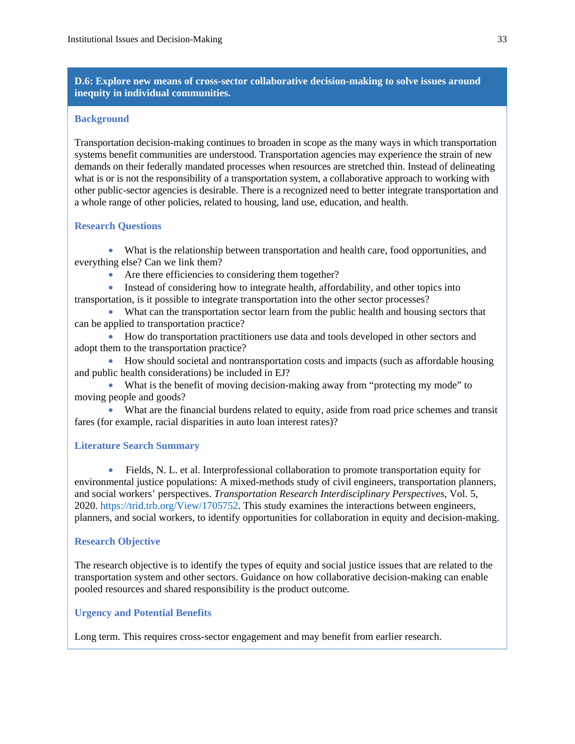## D.6: Explore new means of cross-sector collaborative decision-making to solve issues around inequity in individual communities.

### Background

Transportation decision-making continues to broaden in scope as the many ways in which transportation systems benefit communities are understood. Transportation agencies may experience the strain of new demands on their federally mandated processes when resources are stretched thin. Instead of delineating what is or is not the responsibility of a transportation system, a collaborative approach to working with other public-sector agencies is desirable. There is a recognized need to better integrate transportation and a whole range of other policies, related to housing, land use, education, and health.

### Research Questions

- What is the relationship between transportation and health care, food opportunities, and everything else? Can we link them?
- Are there efficiencies to considering them together?
- Instead of considering how to integrate health, affordability, and other topics into transportation, is it possible to integrate transportation into the other sector processes?
- What can the transportation sector learn from the public health and housing sectors that can be applied to transportation practice?
- How do transportation practitioners use data and tools developed in other sectors and adopt them to the transportation practice?
- How should societal and nontransportation costs and impacts (such as affordable housing and public health considerations) be included in EJ?
- What is the benefit of moving decision-making away from "protecting my mode" to moving people and goods?
- What are the financial burdens related to equity, aside from road price schemes and transit fares (for example, racial disparities in auto loan interest rates)?

### Literature Search Summary

- Fields, N. L. et al. Interprofessional collaboration to promote transportation equity for environmental justice populations: A mixed-methods study of civil engineers, transportation planners, and social workers' perspectives. *Transportation Research Interdisciplinary Perspectives*, Vol. 5, 2020. https://trid.trb.org/View/1705752. This study examines the interactions between engineers, planners, and social workers, to identify opportunities for collaboration in equity and decision-making.

### Research Objective

The research objective is to identify the types of equity and social justice issues that are related to the transportation system and other sectors. Guidance on how collaborative decision-making can enable pooled resources and shared responsibility is the product outcome.

### Urgency and Potential Benefits

Long term. This requires cross-sector engagement and may benefit from earlier research.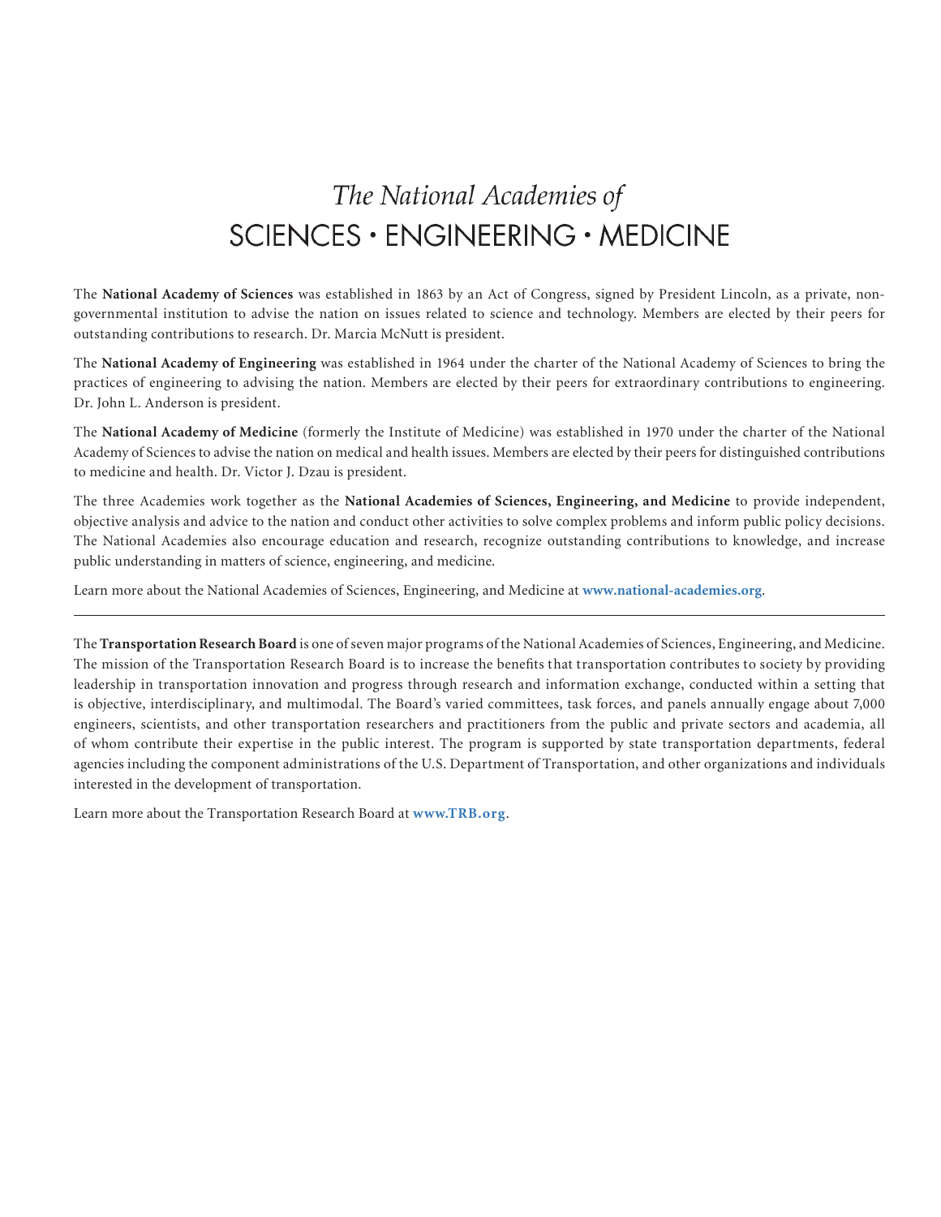# *The National Academies of* SCIENCES • ENGINEERING • MEDICINE

The **National Academy of Sciences** was established in 1863 by an Act of Congress, signed by President Lincoln, as a private, non-governmental institution to advise the nation on issues related to science and technology. Members are elected by their peers for outstanding contributions to research. Dr. Marcia McNutt is president.

The **National Academy of Engineering** was established in 1964 under the charter of the National Academy of Sciences to bring the practices of engineering to advising the nation. Members are elected by their peers for extraordinary contributions to engineering. Dr. John L. Anderson is president.

The **National Academy of Medicine** (formerly the Institute of Medicine) was established in 1970 under the charter of the National Academy of Sciences to advise the nation on medical and health issues. Members are elected by their peers for distinguished contributions to medicine and health. Dr. Victor J. Dzau is president.

The three Academies work together as the **National Academies of Sciences, Engineering, and Medicine** to provide independent, objective analysis and advice to the nation and conduct other activities to solve complex problems and inform public policy decisions. The National Academies also encourage education and research, recognize outstanding contributions to knowledge, and increase public understanding in matters of science, engineering, and medicine.

Learn more about the National Academies of Sciences, Engineering, and Medicine at **www.national-academies.org**.

---

The **Transportation Research Board** is one of seven major programs of the National Academies of Sciences, Engineering, and Medicine. The mission of the Transportation Research Board is to increase the benefits that transportation contributes to society by providing leadership in transportation innovation and progress through research and information exchange, conducted within a setting that is objective, interdisciplinary, and multimodal. The Board's varied committees, task forces, and panels annually engage about 7,000 engineers, scientists, and other transportation researchers and practitioners from the public and private sectors and academia, all of whom contribute their expertise in the public interest. The program is supported by state transportation departments, federal agencies including the component administrations of the U.S. Department of Transportation, and other organizations and individuals interested in the development of transportation.

Learn more about the Transportation Research Board at **www.TRB.org**.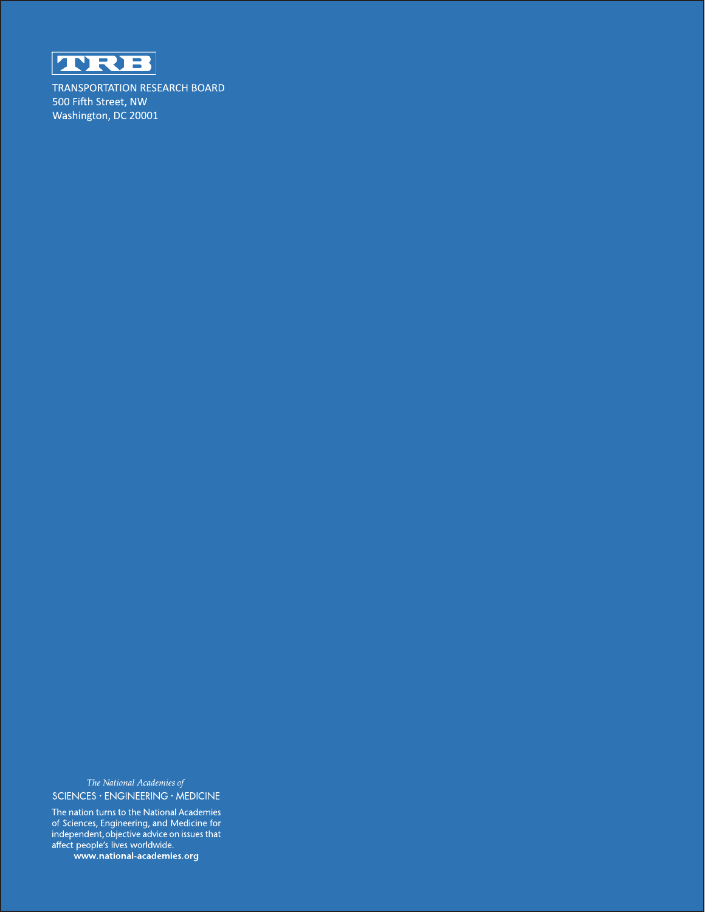TRB

TRANSPORTATION RESEARCH BOARD
500 Fifth Street, NW
Washington, DC 20001

*The National Academies of*
SCIENCES · ENGINEERING · MEDICINE

The nation turns to the National Academies of Sciences, Engineering, and Medicine for independent, objective advice on issues that affect people's lives worldwide.
**www.national-academies.org**